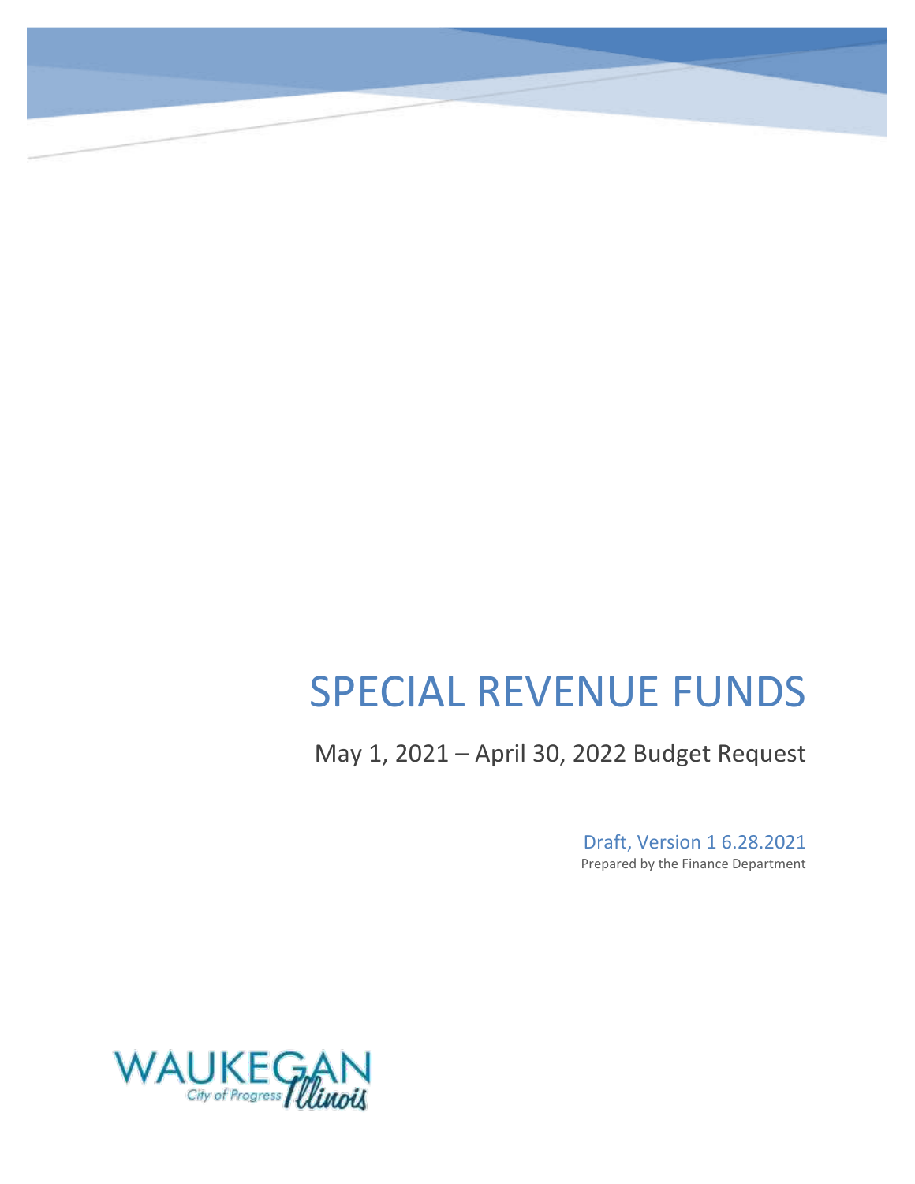# SPECIAL REVENUE FUNDS

May 1, 2021 – April 30, 2022 Budget Request

Draft, Version 1 6.28.2021

Prepared by the Finance Department

WAUKEGAN City of Progress Illinois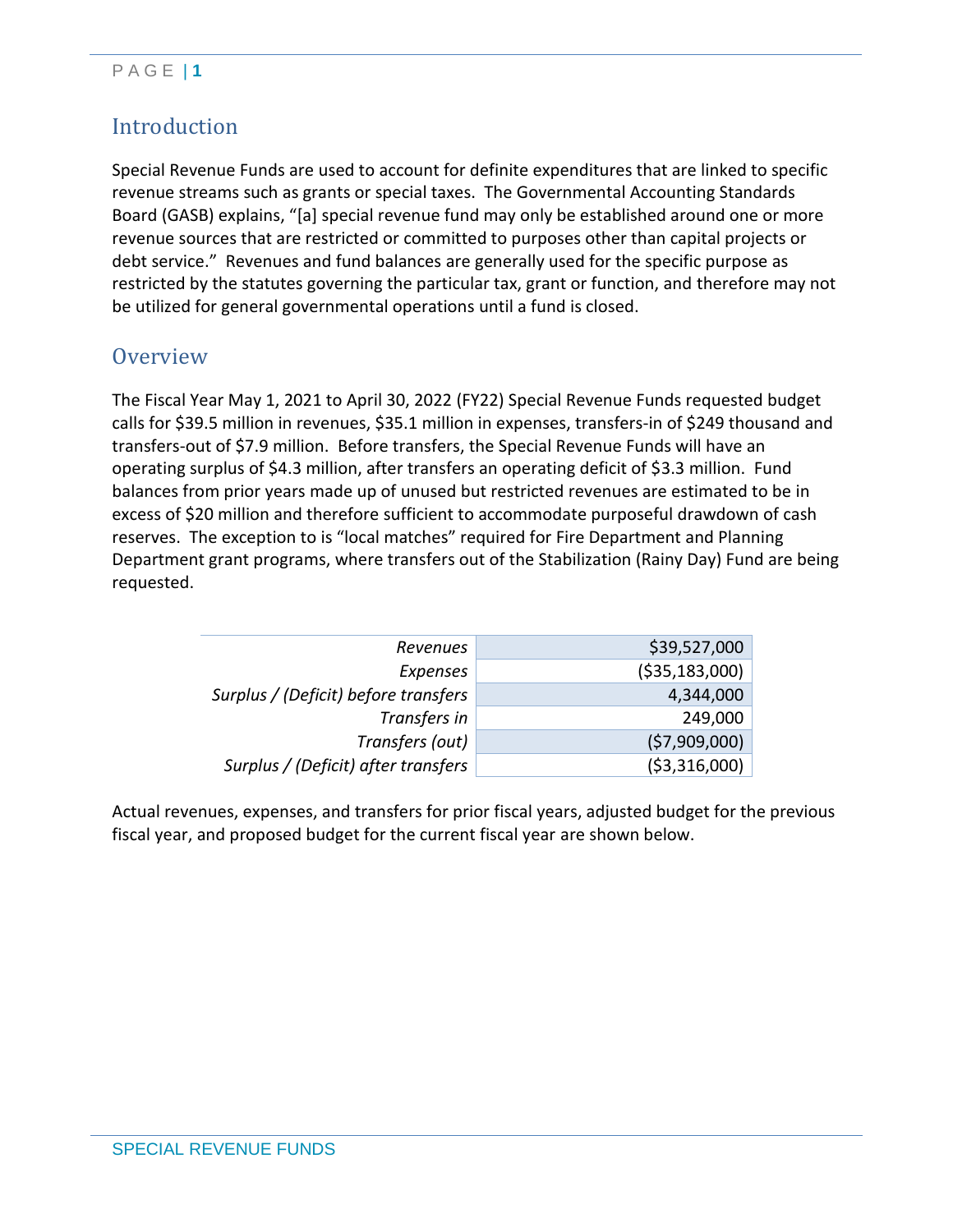## Introduction

Special Revenue Funds are used to account for definite expenditures that are linked to specific revenue streams such as grants or special taxes. The Governmental Accounting Standards Board (GASB) explains, "[a] special revenue fund may only be established around one or more revenue sources that are restricted or committed to purposes other than capital projects or debt service." Revenues and fund balances are generally used for the specific purpose as restricted by the statutes governing the particular tax, grant or function, and therefore may not be utilized for general governmental operations until a fund is closed.

## Overview

The Fiscal Year May 1, 2021 to April 30, 2022 (FY22) Special Revenue Funds requested budget calls for $39.5 million in revenues, $35.1 million in expenses, transfers-in of $249 thousand and transfers-out of $7.9 million. Before transfers, the Special Revenue Funds will have an operating surplus of $4.3 million, after transfers an operating deficit of $3.3 million. Fund balances from prior years made up of unused but restricted revenues are estimated to be in excess of $20 million and therefore sufficient to accommodate purposeful drawdown of cash reserves. The exception to is "local matches" required for Fire Department and Planning Department grant programs, where transfers out of the Stabilization (Rainy Day) Fund are being requested.

| | |
|---|---:|
| *Revenues* | $39,527,000 |
| *Expenses* | ($35,183,000) |
| *Surplus / (Deficit) before transfers* | 4,344,000 |
| *Transfers in* | 249,000 |
| *Transfers (out)* | ($7,909,000) |
| *Surplus / (Deficit) after transfers* | ($3,316,000) |

Actual revenues, expenses, and transfers for prior fiscal years, adjusted budget for the previous fiscal year, and proposed budget for the current fiscal year are shown below.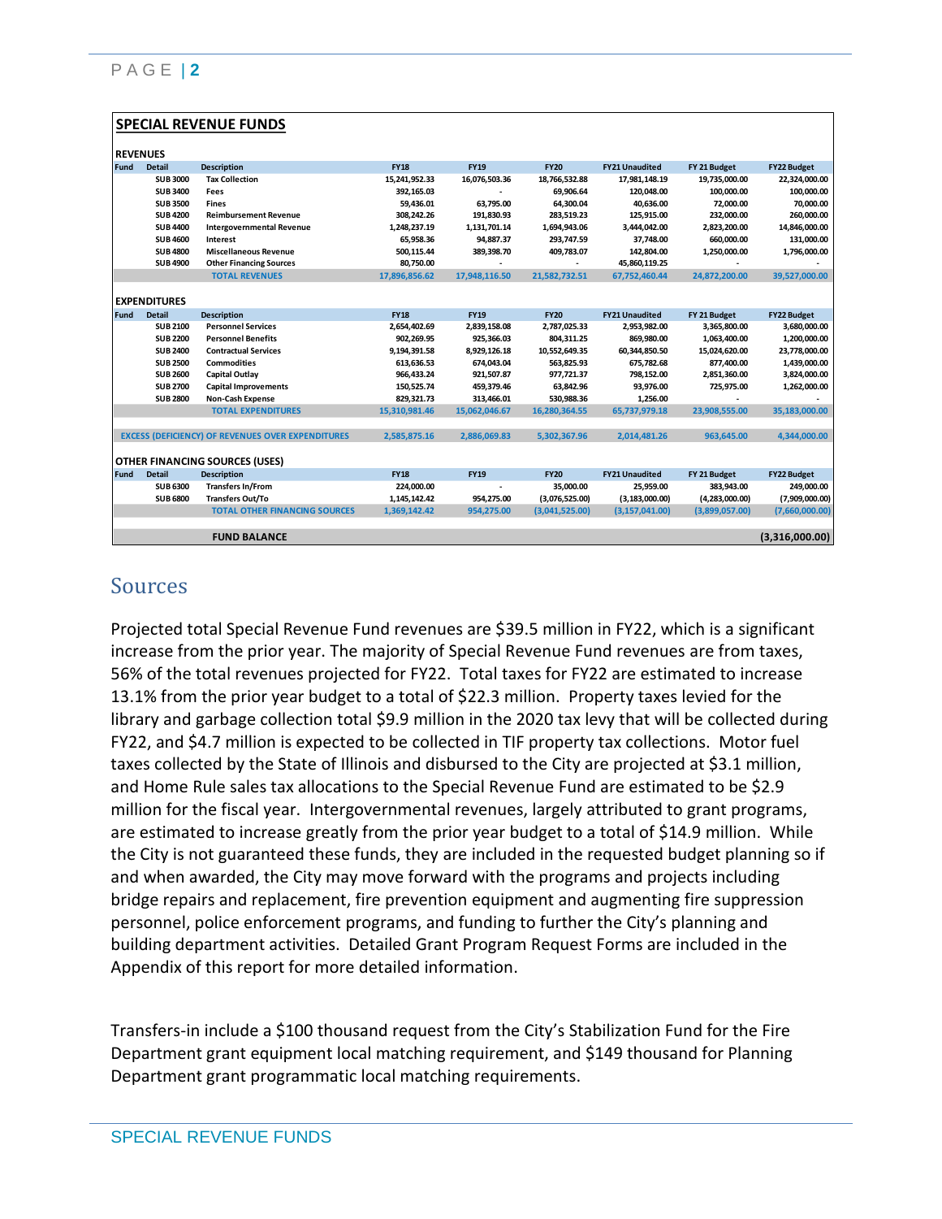## SPECIAL REVENUE FUNDS

**REVENUES**

| Fund | Detail | Description | FY18 | FY19 | FY20 | FY21 Unaudited | FY 21 Budget | FY22 Budget |
|---|---|---|---|---|---|---|---|---|
| | SUB 3000 | Tax Collection | 15,241,952.33 | 16,076,503.36 | 18,766,532.88 | 17,981,148.19 | 19,735,000.00 | 22,324,000.00 |
| | SUB 3400 | Fees | 392,165.03 | - | 69,906.64 | 120,048.00 | 100,000.00 | 100,000.00 |
| | SUB 3500 | Fines | 59,436.01 | 63,795.00 | 64,300.04 | 40,636.00 | 72,000.00 | 70,000.00 |
| | SUB 4200 | Reimbursement Revenue | 308,242.26 | 191,830.93 | 283,519.23 | 125,915.00 | 232,000.00 | 260,000.00 |
| | SUB 4400 | Intergovernmental Revenue | 1,248,237.19 | 1,131,701.14 | 1,694,943.06 | 3,444,042.00 | 2,823,200.00 | 14,846,000.00 |
| | SUB 4600 | Interest | 65,958.36 | 94,887.37 | 293,747.59 | 37,748.00 | 660,000.00 | 131,000.00 |
| | SUB 4800 | Miscellaneous Revenue | 500,115.44 | 389,398.70 | 409,783.07 | 142,804.00 | 1,250,000.00 | 1,796,000.00 |
| | SUB 4900 | Other Financing Sources | 80,750.00 | - | - | 45,860,119.25 | - | - |
| | | TOTAL REVENUES | 17,896,856.62 | 17,948,116.50 | 21,582,732.51 | 67,752,460.44 | 24,872,200.00 | 39,527,000.00 |

**EXPENDITURES**

| Fund | Detail | Description | FY18 | FY19 | FY20 | FY21 Unaudited | FY 21 Budget | FY22 Budget |
|---|---|---|---|---|---|---|---|---|
| | SUB 2100 | Personnel Services | 2,654,402.69 | 2,839,158.08 | 2,787,025.33 | 2,953,982.00 | 3,365,800.00 | 3,680,000.00 |
| | SUB 2200 | Personnel Benefits | 902,269.95 | 925,366.03 | 804,311.25 | 869,980.00 | 1,063,400.00 | 1,200,000.00 |
| | SUB 2400 | Contractual Services | 9,194,391.58 | 8,929,126.18 | 10,552,649.35 | 60,344,850.50 | 15,024,620.00 | 23,778,000.00 |
| | SUB 2500 | Commodities | 613,636.53 | 674,043.04 | 563,825.93 | 675,782.68 | 877,400.00 | 1,439,000.00 |
| | SUB 2600 | Capital Outlay | 966,433.24 | 921,507.87 | 977,721.37 | 798,152.00 | 2,851,360.00 | 3,824,000.00 |
| | SUB 2700 | Capital Improvements | 150,525.74 | 459,379.46 | 63,842.96 | 93,976.00 | 725,975.00 | 1,262,000.00 |
| | SUB 2800 | Non-Cash Expense | 829,321.73 | 313,466.01 | 530,988.36 | 1,256.00 | - | - |
| | | TOTAL EXPENDITURES | 15,310,981.46 | 15,062,046.67 | 16,280,364.55 | 65,737,979.18 | 23,908,555.00 | 35,183,000.00 |
| | | EXCESS (DEFICIENCY) OF REVENUES OVER EXPENDITURES | 2,585,875.16 | 2,886,069.83 | 5,302,367.96 | 2,014,481.26 | 963,645.00 | 4,344,000.00 |

**OTHER FINANCING SOURCES (USES)**

| Fund | Detail | Description | FY18 | FY19 | FY20 | FY21 Unaudited | FY 21 Budget | FY22 Budget |
|---|---|---|---|---|---|---|---|---|
| | SUB 6300 | Transfers In/From | 224,000.00 | - | 35,000.00 | 25,959.00 | 383,943.00 | 249,000.00 |
| | SUB 6800 | Transfers Out/To | 1,145,142.42 | 954,275.00 | (3,076,525.00) | (3,183,000.00) | (4,283,000.00) | (7,909,000.00) |
| | | TOTAL OTHER FINANCING SOURCES | 1,369,142.42 | 954,275.00 | (3,041,525.00) | (3,157,041.00) | (3,899,057.00) | (7,660,000.00) |
| | | **FUND BALANCE** | | | | | | (3,316,000.00) |

## Sources

Projected total Special Revenue Fund revenues are $39.5 million in FY22, which is a significant increase from the prior year. The majority of Special Revenue Fund revenues are from taxes, 56% of the total revenues projected for FY22. Total taxes for FY22 are estimated to increase 13.1% from the prior year budget to a total of $22.3 million. Property taxes levied for the library and garbage collection total $9.9 million in the 2020 tax levy that will be collected during FY22, and $4.7 million is expected to be collected in TIF property tax collections. Motor fuel taxes collected by the State of Illinois and disbursed to the City are projected at $3.1 million, and Home Rule sales tax allocations to the Special Revenue Fund are estimated to be $2.9 million for the fiscal year. Intergovernmental revenues, largely attributed to grant programs, are estimated to increase greatly from the prior year budget to a total of $14.9 million. While the City is not guaranteed these funds, they are included in the requested budget planning so if and when awarded, the City may move forward with the programs and projects including bridge repairs and replacement, fire prevention equipment and augmenting fire suppression personnel, police enforcement programs, and funding to further the City's planning and building department activities. Detailed Grant Program Request Forms are included in the Appendix of this report for more detailed information.

Transfers-in include a $100 thousand request from the City's Stabilization Fund for the Fire Department grant equipment local matching requirement, and $149 thousand for Planning Department grant programmatic local matching requirements.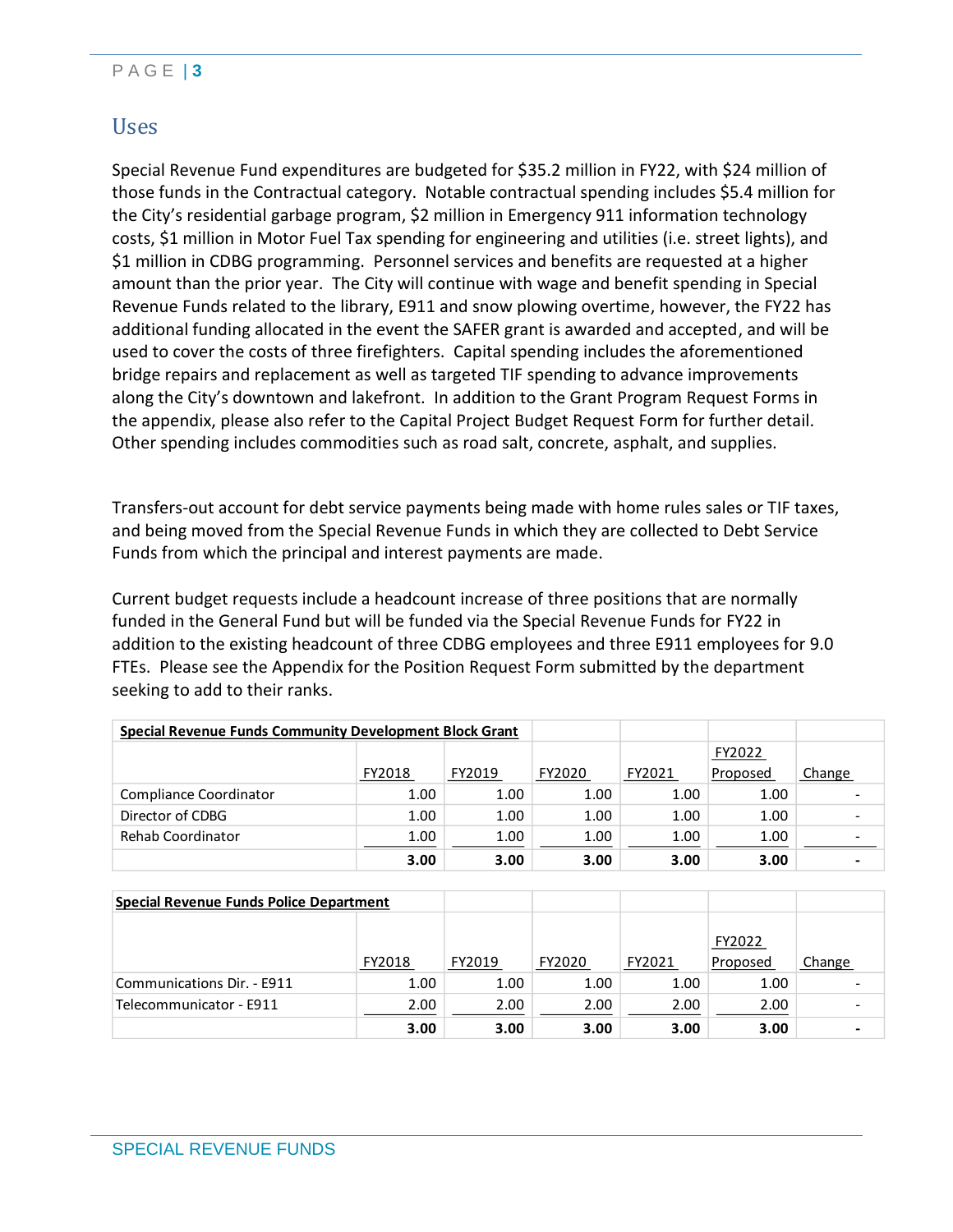## Uses

Special Revenue Fund expenditures are budgeted for $35.2 million in FY22, with $24 million of those funds in the Contractual category. Notable contractual spending includes $5.4 million for the City's residential garbage program, $2 million in Emergency 911 information technology costs, $1 million in Motor Fuel Tax spending for engineering and utilities (i.e. street lights), and $1 million in CDBG programming. Personnel services and benefits are requested at a higher amount than the prior year. The City will continue with wage and benefit spending in Special Revenue Funds related to the library, E911 and snow plowing overtime, however, the FY22 has additional funding allocated in the event the SAFER grant is awarded and accepted, and will be used to cover the costs of three firefighters. Capital spending includes the aforementioned bridge repairs and replacement as well as targeted TIF spending to advance improvements along the City's downtown and lakefront. In addition to the Grant Program Request Forms in the appendix, please also refer to the Capital Project Budget Request Form for further detail. Other spending includes commodities such as road salt, concrete, asphalt, and supplies.

Transfers-out account for debt service payments being made with home rules sales or TIF taxes, and being moved from the Special Revenue Funds in which they are collected to Debt Service Funds from which the principal and interest payments are made.

Current budget requests include a headcount increase of three positions that are normally funded in the General Fund but will be funded via the Special Revenue Funds for FY22 in addition to the existing headcount of three CDBG employees and three E911 employees for 9.0 FTEs. Please see the Appendix for the Position Request Form submitted by the department seeking to add to their ranks.

| Special Revenue Funds Community Development Block Grant | FY2018 | FY2019 | FY2020 | FY2021 | FY2022 Proposed | Change |
|---|---|---|---|---|---|---|
| Compliance Coordinator | 1.00 | 1.00 | 1.00 | 1.00 | 1.00 | - |
| Director of CDBG | 1.00 | 1.00 | 1.00 | 1.00 | 1.00 | - |
| Rehab Coordinator | 1.00 | 1.00 | 1.00 | 1.00 | 1.00 | - |
| | **3.00** | **3.00** | **3.00** | **3.00** | **3.00** | **-** |

| Special Revenue Funds Police Department | FY2018 | FY2019 | FY2020 | FY2021 | FY2022 Proposed | Change |
|---|---|---|---|---|---|---|
| Communications Dir. - E911 | 1.00 | 1.00 | 1.00 | 1.00 | 1.00 | - |
| Telecommunicator - E911 | 2.00 | 2.00 | 2.00 | 2.00 | 2.00 | - |
| | **3.00** | **3.00** | **3.00** | **3.00** | **3.00** | **-** |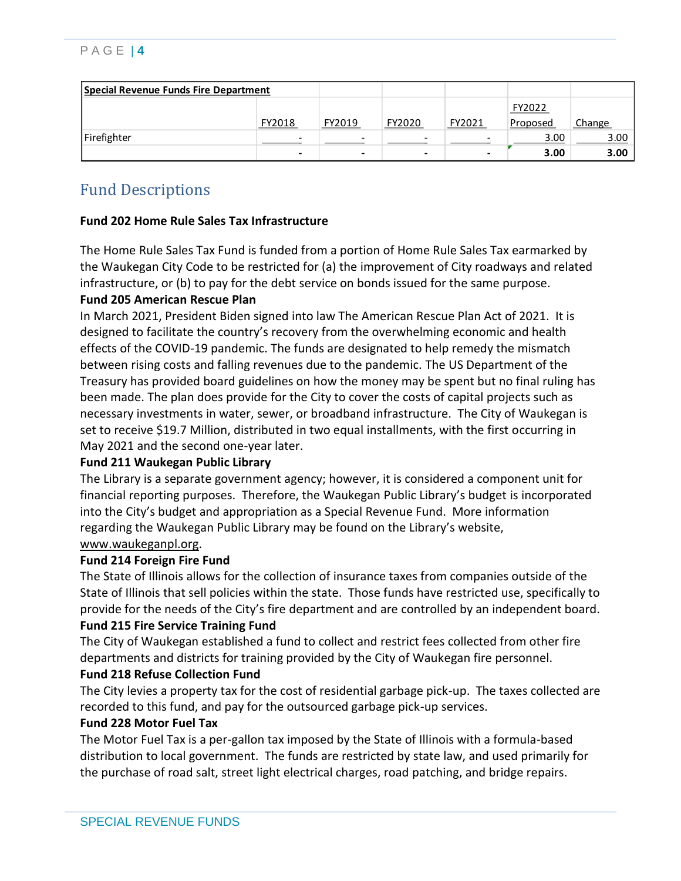| Special Revenue Funds Fire Department | | | | | | |
|---|---|---|---|---|---|---|
| | FY2018 | FY2019 | FY2020 | FY2021 | FY2022 Proposed | Change |
| Firefighter | - | - | - | - | 3.00 | 3.00 |
| | **-** | **-** | **-** | **-** | **3.00** | **3.00** |

## Fund Descriptions

**Fund 202 Home Rule Sales Tax Infrastructure**

The Home Rule Sales Tax Fund is funded from a portion of Home Rule Sales Tax earmarked by the Waukegan City Code to be restricted for (a) the improvement of City roadways and related infrastructure, or (b) to pay for the debt service on bonds issued for the same purpose.

**Fund 205 American Rescue Plan**

In March 2021, President Biden signed into law The American Rescue Plan Act of 2021. It is designed to facilitate the country's recovery from the overwhelming economic and health effects of the COVID-19 pandemic. The funds are designated to help remedy the mismatch between rising costs and falling revenues due to the pandemic. The US Department of the Treasury has provided board guidelines on how the money may be spent but no final ruling has been made. The plan does provide for the City to cover the costs of capital projects such as necessary investments in water, sewer, or broadband infrastructure. The City of Waukegan is set to receive $19.7 Million, distributed in two equal installments, with the first occurring in May 2021 and the second one-year later.

**Fund 211 Waukegan Public Library**

The Library is a separate government agency; however, it is considered a component unit for financial reporting purposes. Therefore, the Waukegan Public Library's budget is incorporated into the City's budget and appropriation as a Special Revenue Fund. More information regarding the Waukegan Public Library may be found on the Library's website, www.waukeganpl.org.

**Fund 214 Foreign Fire Fund**

The State of Illinois allows for the collection of insurance taxes from companies outside of the State of Illinois that sell policies within the state. Those funds have restricted use, specifically to provide for the needs of the City's fire department and are controlled by an independent board.

**Fund 215 Fire Service Training Fund**

The City of Waukegan established a fund to collect and restrict fees collected from other fire departments and districts for training provided by the City of Waukegan fire personnel.

**Fund 218 Refuse Collection Fund**

The City levies a property tax for the cost of residential garbage pick-up. The taxes collected are recorded to this fund, and pay for the outsourced garbage pick-up services.

**Fund 228 Motor Fuel Tax**

The Motor Fuel Tax is a per-gallon tax imposed by the State of Illinois with a formula-based distribution to local government. The funds are restricted by state law, and used primarily for the purchase of road salt, street light electrical charges, road patching, and bridge repairs.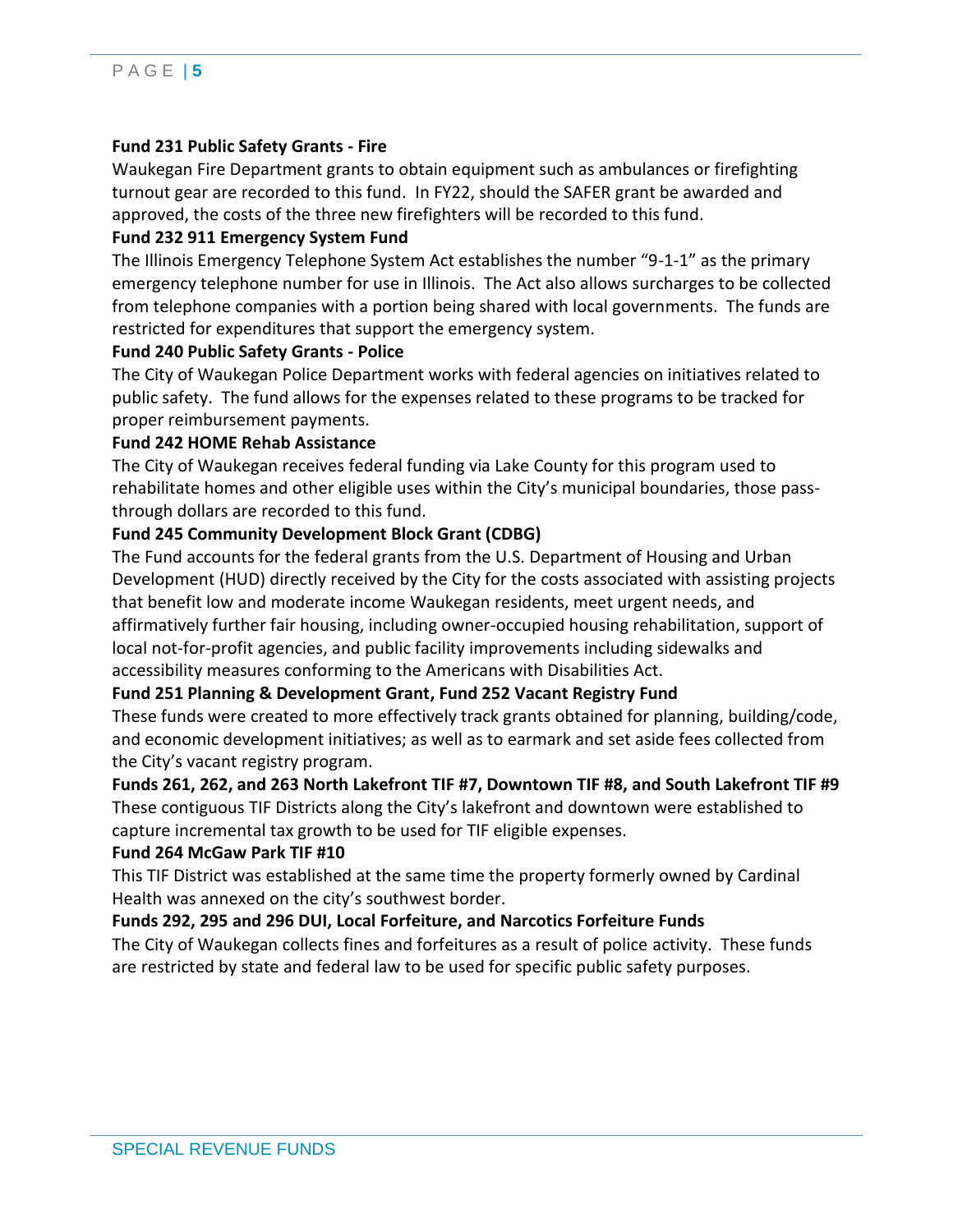**Fund 231 Public Safety Grants - Fire**

Waukegan Fire Department grants to obtain equipment such as ambulances or firefighting turnout gear are recorded to this fund. In FY22, should the SAFER grant be awarded and approved, the costs of the three new firefighters will be recorded to this fund.

**Fund 232 911 Emergency System Fund**

The Illinois Emergency Telephone System Act establishes the number "9-1-1" as the primary emergency telephone number for use in Illinois. The Act also allows surcharges to be collected from telephone companies with a portion being shared with local governments. The funds are restricted for expenditures that support the emergency system.

**Fund 240 Public Safety Grants - Police**

The City of Waukegan Police Department works with federal agencies on initiatives related to public safety. The fund allows for the expenses related to these programs to be tracked for proper reimbursement payments.

**Fund 242 HOME Rehab Assistance**

The City of Waukegan receives federal funding via Lake County for this program used to rehabilitate homes and other eligible uses within the City's municipal boundaries, those pass-through dollars are recorded to this fund.

**Fund 245 Community Development Block Grant (CDBG)**

The Fund accounts for the federal grants from the U.S. Department of Housing and Urban Development (HUD) directly received by the City for the costs associated with assisting projects that benefit low and moderate income Waukegan residents, meet urgent needs, and affirmatively further fair housing, including owner-occupied housing rehabilitation, support of local not-for-profit agencies, and public facility improvements including sidewalks and accessibility measures conforming to the Americans with Disabilities Act.

**Fund 251 Planning & Development Grant, Fund 252 Vacant Registry Fund**

These funds were created to more effectively track grants obtained for planning, building/code, and economic development initiatives; as well as to earmark and set aside fees collected from the City's vacant registry program.

**Funds 261, 262, and 263 North Lakefront TIF #7, Downtown TIF #8, and South Lakefront TIF #9**

These contiguous TIF Districts along the City's lakefront and downtown were established to capture incremental tax growth to be used for TIF eligible expenses.

**Fund 264 McGaw Park TIF #10**

This TIF District was established at the same time the property formerly owned by Cardinal Health was annexed on the city's southwest border.

**Funds 292, 295 and 296 DUI, Local Forfeiture, and Narcotics Forfeiture Funds**

The City of Waukegan collects fines and forfeitures as a result of police activity. These funds are restricted by state and federal law to be used for specific public safety purposes.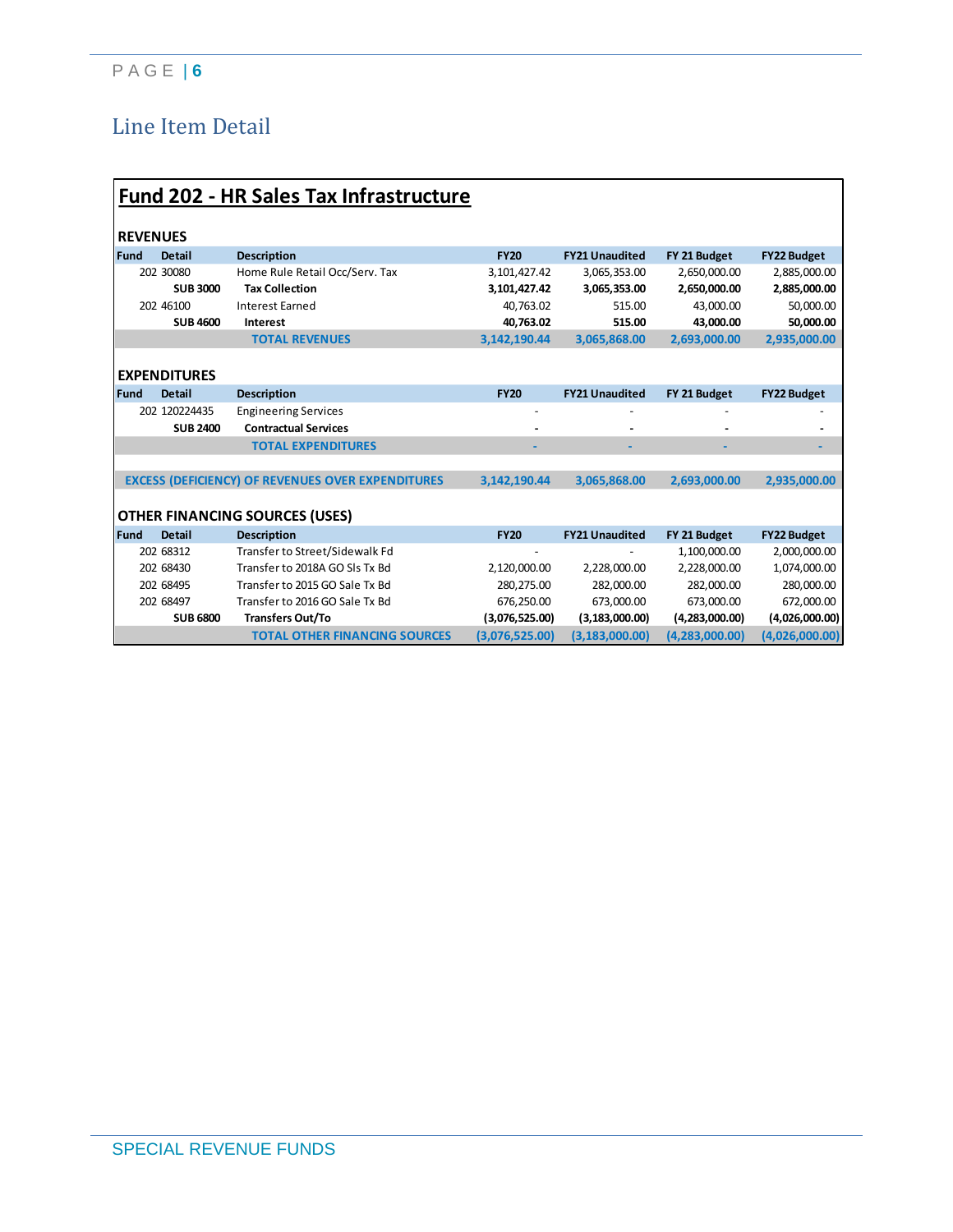## Line Item Detail

### Fund 202 - HR Sales Tax Infrastructure

**REVENUES**

| Fund | Detail | Description | FY20 | FY21 Unaudited | FY 21 Budget | FY22 Budget |
|---|---|---|---|---|---|---|
| 202 | 30080 | Home Rule Retail Occ/Serv. Tax | 3,101,427.42 | 3,065,353.00 | 2,650,000.00 | 2,885,000.00 |
| | **SUB 3000** | **Tax Collection** | **3,101,427.42** | **3,065,353.00** | **2,650,000.00** | **2,885,000.00** |
| 202 | 46100 | Interest Earned | 40,763.02 | 515.00 | 43,000.00 | 50,000.00 |
| | **SUB 4600** | **Interest** | **40,763.02** | **515.00** | **43,000.00** | **50,000.00** |
| | | **TOTAL REVENUES** | **3,142,190.44** | **3,065,868.00** | **2,693,000.00** | **2,935,000.00** |

**EXPENDITURES**

| Fund | Detail | Description | FY20 | FY21 Unaudited | FY 21 Budget | FY22 Budget |
|---|---|---|---|---|---|---|
| 202 | 120224435 | Engineering Services | - | - | - | - |
| | **SUB 2400** | **Contractual Services** | **-** | **-** | **-** | **-** |
| | | **TOTAL EXPENDITURES** | **-** | **-** | **-** | **-** |

| | FY20 | FY21 Unaudited | FY 21 Budget | FY22 Budget |
|---|---|---|---|---|
| **EXCESS (DEFICIENCY) OF REVENUES OVER EXPENDITURES** | **3,142,190.44** | **3,065,868.00** | **2,693,000.00** | **2,935,000.00** |

**OTHER FINANCING SOURCES (USES)**

| Fund | Detail | Description | FY20 | FY21 Unaudited | FY 21 Budget | FY22 Budget |
|---|---|---|---|---|---|---|
| 202 | 68312 | Transfer to Street/Sidewalk Fd | - | - | 1,100,000.00 | 2,000,000.00 |
| 202 | 68430 | Transfer to 2018A GO Sls Tx Bd | 2,120,000.00 | 2,228,000.00 | 2,228,000.00 | 1,074,000.00 |
| 202 | 68495 | Transfer to 2015 GO Sale Tx Bd | 280,275.00 | 282,000.00 | 282,000.00 | 280,000.00 |
| 202 | 68497 | Transfer to 2016 GO Sale Tx Bd | 676,250.00 | 673,000.00 | 673,000.00 | 672,000.00 |
| | **SUB 6800** | **Transfers Out/To** | **(3,076,525.00)** | **(3,183,000.00)** | **(4,283,000.00)** | **(4,026,000.00)** |
| | | **TOTAL OTHER FINANCING SOURCES** | **(3,076,525.00)** | **(3,183,000.00)** | **(4,283,000.00)** | **(4,026,000.00)** |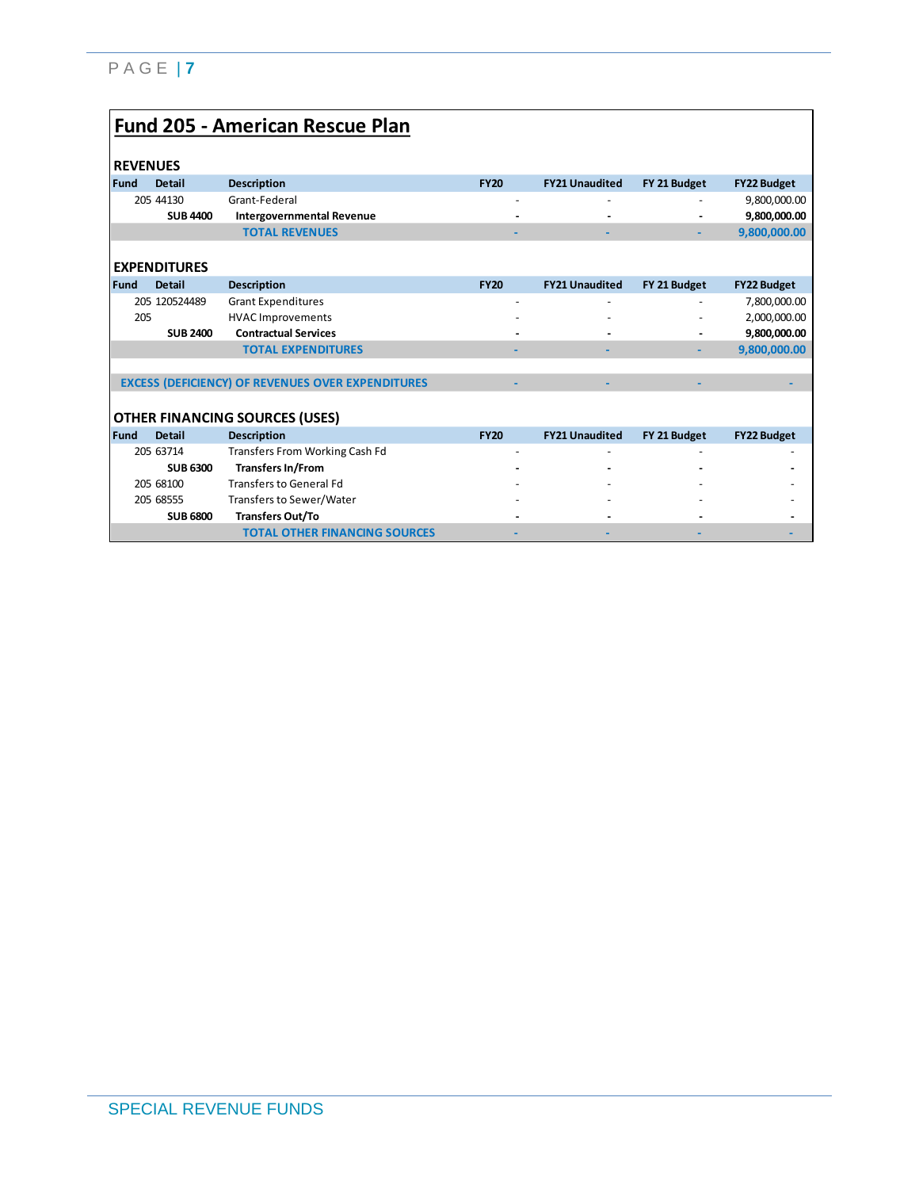## Fund 205 - American Rescue Plan

### REVENUES

| Fund | Detail | Description | FY20 | FY21 Unaudited | FY 21 Budget | FY22 Budget |
|---|---|---|---|---|---|---|
| 205 | 44130 | Grant-Federal | - | - | - | 9,800,000.00 |
| | **SUB 4400** | **Intergovernmental Revenue** | **-** | **-** | **-** | **9,800,000.00** |
| | | **TOTAL REVENUES** | **-** | **-** | **-** | **9,800,000.00** |

### EXPENDITURES

| Fund | Detail | Description | FY20 | FY21 Unaudited | FY 21 Budget | FY22 Budget |
|---|---|---|---|---|---|---|
| 205 | 120524489 | Grant Expenditures | - | - | - | 7,800,000.00 |
| 205 | | HVAC Improvements | - | - | - | 2,000,000.00 |
| | **SUB 2400** | **Contractual Services** | **-** | **-** | **-** | **9,800,000.00** |
| | | **TOTAL EXPENDITURES** | **-** | **-** | **-** | **9,800,000.00** |
| | | **EXCESS (DEFICIENCY) OF REVENUES OVER EXPENDITURES** | **-** | **-** | **-** | **-** |

### OTHER FINANCING SOURCES (USES)

| Fund | Detail | Description | FY20 | FY21 Unaudited | FY 21 Budget | FY22 Budget |
|---|---|---|---|---|---|---|
| 205 | 63714 | Transfers From Working Cash Fd | - | - | - | - |
| | **SUB 6300** | **Transfers In/From** | **-** | **-** | **-** | **-** |
| 205 | 68100 | Transfers to General Fd | - | - | - | - |
| 205 | 68555 | Transfers to Sewer/Water | - | - | - | - |
| | **SUB 6800** | **Transfers Out/To** | **-** | **-** | **-** | **-** |
| | | **TOTAL OTHER FINANCING SOURCES** | **-** | **-** | **-** | **-** |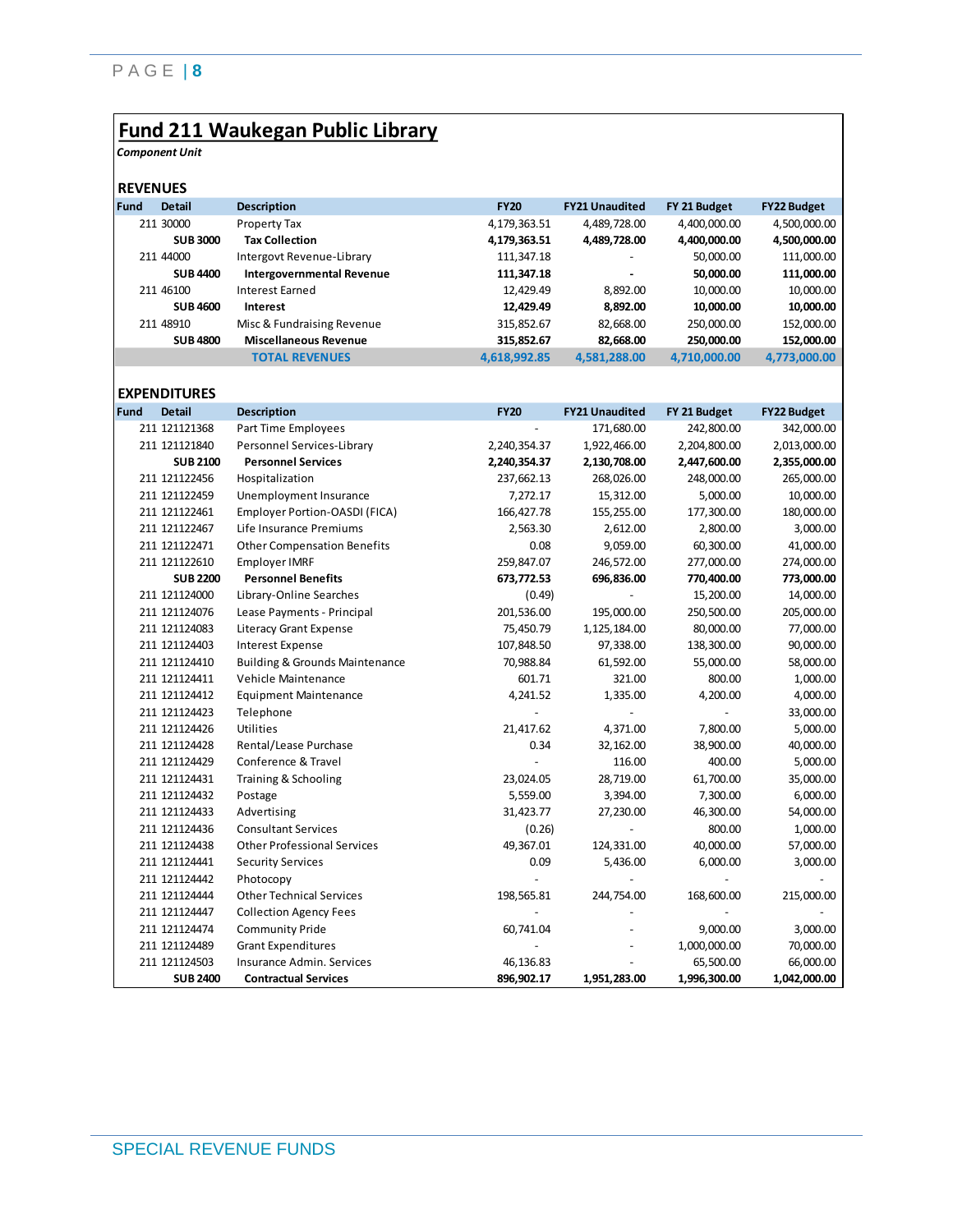# Fund 211 Waukegan Public Library

*Component Unit*

## REVENUES

| Fund | Detail | Description | FY20 | FY21 Unaudited | FY 21 Budget | FY22 Budget |
|---|---|---|---|---|---|---|
| 211 | 30000 | Property Tax | 4,179,363.51 | 4,489,728.00 | 4,400,000.00 | 4,500,000.00 |
| | **SUB 3000** | **Tax Collection** | **4,179,363.51** | **4,489,728.00** | **4,400,000.00** | **4,500,000.00** |
| 211 | 44000 | Intergovt Revenue-Library | 111,347.18 | - | 50,000.00 | 111,000.00 |
| | **SUB 4400** | **Intergovernmental Revenue** | **111,347.18** | **-** | **50,000.00** | **111,000.00** |
| 211 | 46100 | Interest Earned | 12,429.49 | 8,892.00 | 10,000.00 | 10,000.00 |
| | **SUB 4600** | **Interest** | **12,429.49** | **8,892.00** | **10,000.00** | **10,000.00** |
| 211 | 48910 | Misc & Fundraising Revenue | 315,852.67 | 82,668.00 | 250,000.00 | 152,000.00 |
| | **SUB 4800** | **Miscellaneous Revenue** | **315,852.67** | **82,668.00** | **250,000.00** | **152,000.00** |
| | | **TOTAL REVENUES** | **4,618,992.85** | **4,581,288.00** | **4,710,000.00** | **4,773,000.00** |

## EXPENDITURES

| Fund | Detail | Description | FY20 | FY21 Unaudited | FY 21 Budget | FY22 Budget |
|---|---|---|---|---|---|---|
| 211 | 121121368 | Part Time Employees | - | 171,680.00 | 242,800.00 | 342,000.00 |
| 211 | 121121840 | Personnel Services-Library | 2,240,354.37 | 1,922,466.00 | 2,204,800.00 | 2,013,000.00 |
| | **SUB 2100** | **Personnel Services** | **2,240,354.37** | **2,130,708.00** | **2,447,600.00** | **2,355,000.00** |
| 211 | 121122456 | Hospitalization | 237,662.13 | 268,026.00 | 248,000.00 | 265,000.00 |
| 211 | 121122459 | Unemployment Insurance | 7,272.17 | 15,312.00 | 5,000.00 | 10,000.00 |
| 211 | 121122461 | Employer Portion-OASDI (FICA) | 166,427.78 | 155,255.00 | 177,300.00 | 180,000.00 |
| 211 | 121122467 | Life Insurance Premiums | 2,563.30 | 2,612.00 | 2,800.00 | 3,000.00 |
| 211 | 121122471 | Other Compensation Benefits | 0.08 | 9,059.00 | 60,300.00 | 41,000.00 |
| 211 | 121122610 | Employer IMRF | 259,847.07 | 246,572.00 | 277,000.00 | 274,000.00 |
| | **SUB 2200** | **Personnel Benefits** | **673,772.53** | **696,836.00** | **770,400.00** | **773,000.00** |
| 211 | 121124000 | Library-Online Searches | (0.49) | - | 15,200.00 | 14,000.00 |
| 211 | 121124076 | Lease Payments - Principal | 201,536.00 | 195,000.00 | 250,500.00 | 205,000.00 |
| 211 | 121124083 | Literacy Grant Expense | 75,450.79 | 1,125,184.00 | 80,000.00 | 77,000.00 |
| 211 | 121124403 | Interest Expense | 107,848.50 | 97,338.00 | 138,300.00 | 90,000.00 |
| 211 | 121124410 | Building & Grounds Maintenance | 70,988.84 | 61,592.00 | 55,000.00 | 58,000.00 |
| 211 | 121124411 | Vehicle Maintenance | 601.71 | 321.00 | 800.00 | 1,000.00 |
| 211 | 121124412 | Equipment Maintenance | 4,241.52 | 1,335.00 | 4,200.00 | 4,000.00 |
| 211 | 121124423 | Telephone | - | - | - | 33,000.00 |
| 211 | 121124426 | Utilities | 21,417.62 | 4,371.00 | 7,800.00 | 5,000.00 |
| 211 | 121124428 | Rental/Lease Purchase | 0.34 | 32,162.00 | 38,900.00 | 40,000.00 |
| 211 | 121124429 | Conference & Travel | - | 116.00 | 400.00 | 5,000.00 |
| 211 | 121124431 | Training & Schooling | 23,024.05 | 28,719.00 | 61,700.00 | 35,000.00 |
| 211 | 121124432 | Postage | 5,559.00 | 3,394.00 | 7,300.00 | 6,000.00 |
| 211 | 121124433 | Advertising | 31,423.77 | 27,230.00 | 46,300.00 | 54,000.00 |
| 211 | 121124436 | Consultant Services | (0.26) | - | 800.00 | 1,000.00 |
| 211 | 121124438 | Other Professional Services | 49,367.01 | 124,331.00 | 40,000.00 | 57,000.00 |
| 211 | 121124441 | Security Services | 0.09 | 5,436.00 | 6,000.00 | 3,000.00 |
| 211 | 121124442 | Photocopy | - | - | - | - |
| 211 | 121124444 | Other Technical Services | 198,565.81 | 244,754.00 | 168,600.00 | 215,000.00 |
| 211 | 121124447 | Collection Agency Fees | - | - | - | - |
| 211 | 121124474 | Community Pride | 60,741.04 | - | 9,000.00 | 3,000.00 |
| 211 | 121124489 | Grant Expenditures | - | - | 1,000,000.00 | 70,000.00 |
| 211 | 121124503 | Insurance Admin. Services | 46,136.83 | - | 65,500.00 | 66,000.00 |
| | **SUB 2400** | **Contractual Services** | **896,902.17** | **1,951,283.00** | **1,996,300.00** | **1,042,000.00** |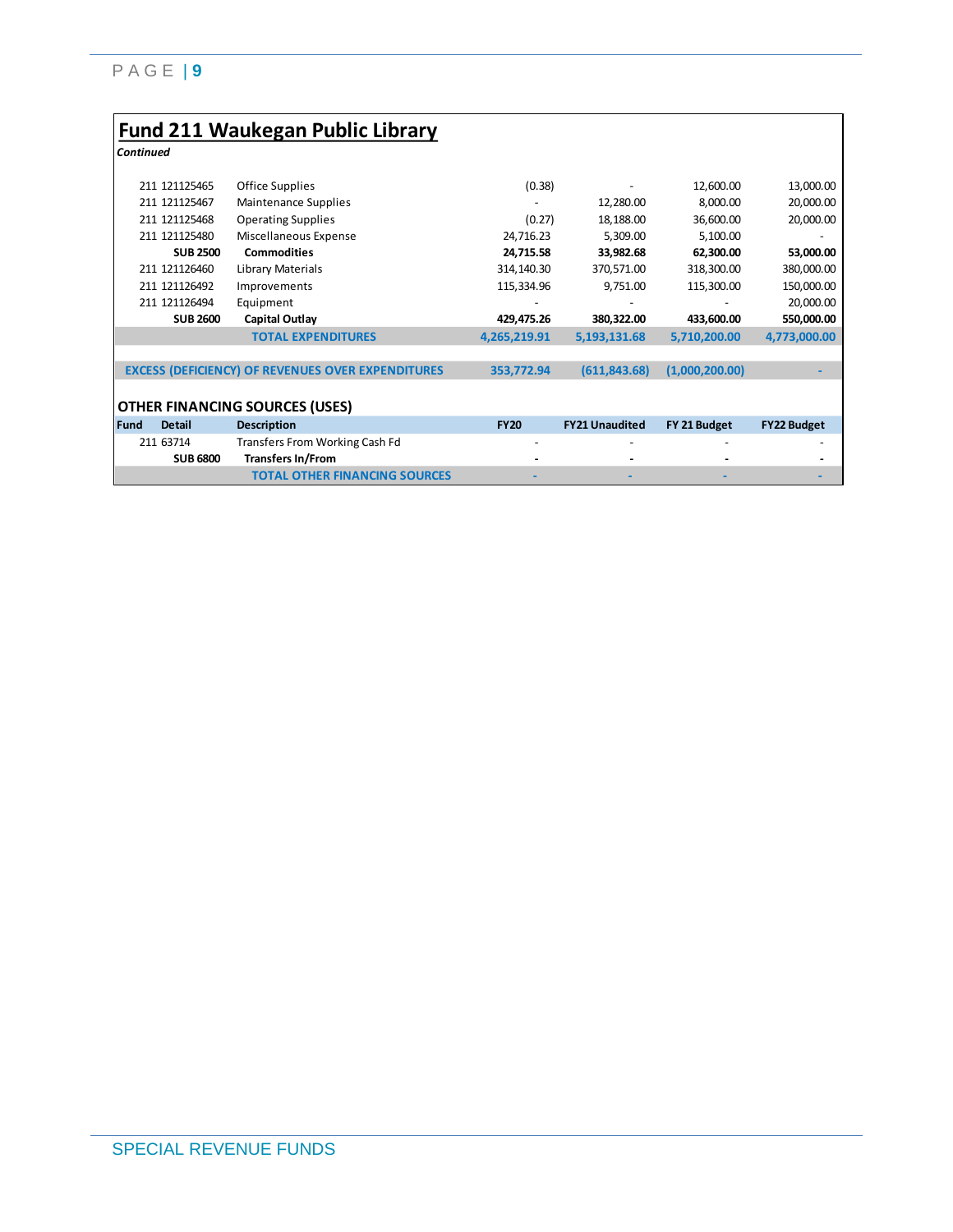# Fund 211 Waukegan Public Library

*Continued*

| Fund | Detail | Description | FY20 | FY21 Unaudited | FY 21 Budget | FY22 Budget |
|---|---|---|---|---|---|---|
| 211 | 121125465 | Office Supplies | (0.38) | - | 12,600.00 | 13,000.00 |
| 211 | 121125467 | Maintenance Supplies | - | 12,280.00 | 8,000.00 | 20,000.00 |
| 211 | 121125468 | Operating Supplies | (0.27) | 18,188.00 | 36,600.00 | 20,000.00 |
| 211 | 121125480 | Miscellaneous Expense | 24,716.23 | 5,309.00 | 5,100.00 | - |
| | **SUB 2500** | **Commodities** | **24,715.58** | **33,982.68** | **62,300.00** | **53,000.00** |
| 211 | 121126460 | Library Materials | 314,140.30 | 370,571.00 | 318,300.00 | 380,000.00 |
| 211 | 121126492 | Improvements | 115,334.96 | 9,751.00 | 115,300.00 | 150,000.00 |
| 211 | 121126494 | Equipment | - | - | - | 20,000.00 |
| | **SUB 2600** | **Capital Outlay** | **429,475.26** | **380,322.00** | **433,600.00** | **550,000.00** |
| | | **TOTAL EXPENDITURES** | **4,265,219.91** | **5,193,131.68** | **5,710,200.00** | **4,773,000.00** |
| | | **EXCESS (DEFICIENCY) OF REVENUES OVER EXPENDITURES** | **353,772.94** | **(611,843.68)** | **(1,000,200.00)** | **-** |

## OTHER FINANCING SOURCES (USES)

| Fund | Detail | Description | FY20 | FY21 Unaudited | FY 21 Budget | FY22 Budget |
|---|---|---|---|---|---|---|
| 211 | 63714 | Transfers From Working Cash Fd | - | - | - | - |
| | **SUB 6800** | **Transfers In/From** | **-** | **-** | **-** | **-** |
| | | **TOTAL OTHER FINANCING SOURCES** | **-** | **-** | **-** | **-** |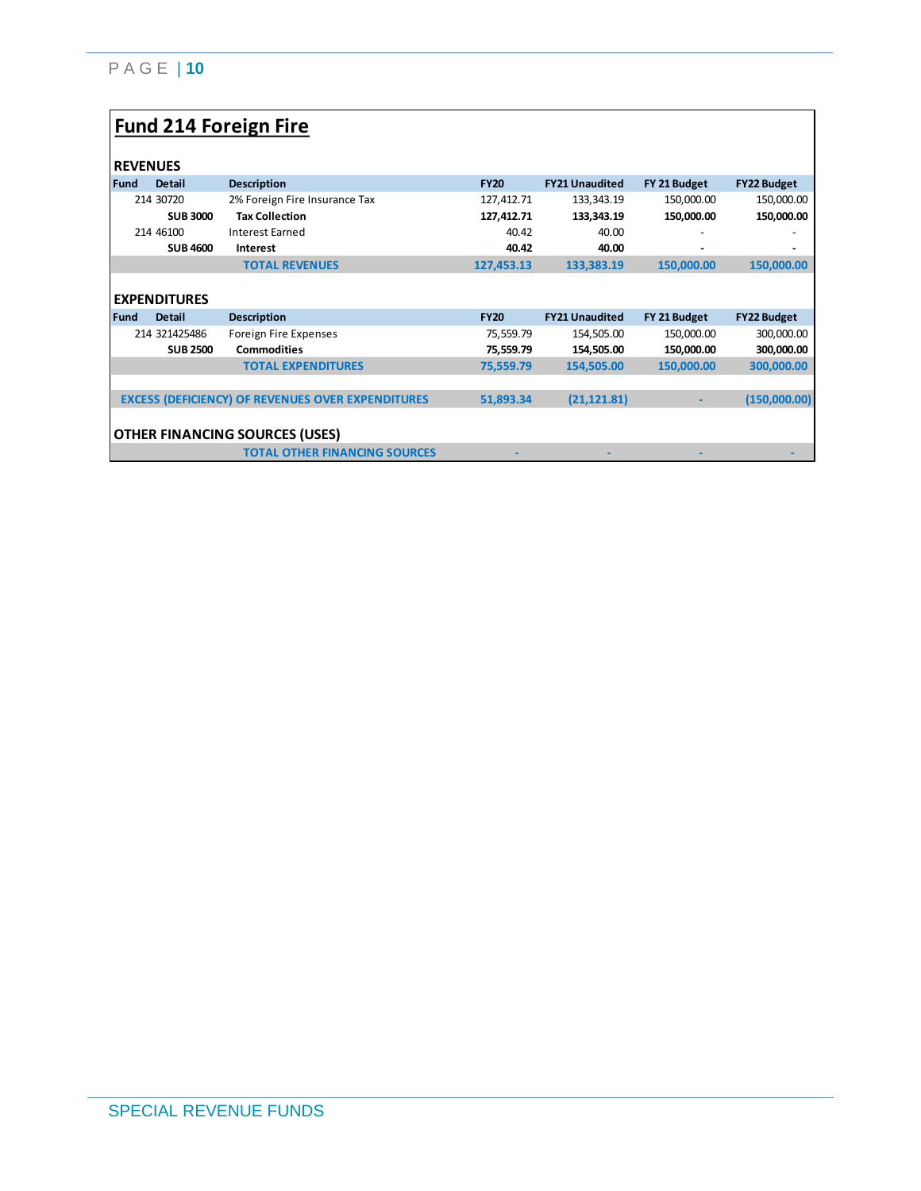## Fund 214 Foreign Fire

### REVENUES

| Fund | Detail | Description | FY20 | FY21 Unaudited | FY 21 Budget | FY22 Budget |
|---|---|---|---|---|---|---|
| 214 | 30720 | 2% Foreign Fire Insurance Tax | 127,412.71 | 133,343.19 | 150,000.00 | 150,000.00 |
| | **SUB 3000** | **Tax Collection** | **127,412.71** | **133,343.19** | **150,000.00** | **150,000.00** |
| 214 | 46100 | Interest Earned | 40.42 | 40.00 | - | - |
| | **SUB 4600** | **Interest** | **40.42** | **40.00** | **-** | **-** |
| | | **TOTAL REVENUES** | **127,453.13** | **133,383.19** | **150,000.00** | **150,000.00** |

### EXPENDITURES

| Fund | Detail | Description | FY20 | FY21 Unaudited | FY 21 Budget | FY22 Budget |
|---|---|---|---|---|---|---|
| 214 | 321425486 | Foreign Fire Expenses | 75,559.79 | 154,505.00 | 150,000.00 | 300,000.00 |
| | **SUB 2500** | **Commodities** | **75,559.79** | **154,505.00** | **150,000.00** | **300,000.00** |
| | | **TOTAL EXPENDITURES** | **75,559.79** | **154,505.00** | **150,000.00** | **300,000.00** |
| | | **EXCESS (DEFICIENCY) OF REVENUES OVER EXPENDITURES** | **51,893.34** | **(21,121.81)** | **-** | **(150,000.00)** |

### OTHER FINANCING SOURCES (USES)

| | | | FY20 | FY21 Unaudited | FY 21 Budget | FY22 Budget |
|---|---|---|---|---|---|---|
| | | **TOTAL OTHER FINANCING SOURCES** | **-** | **-** | **-** | **-** |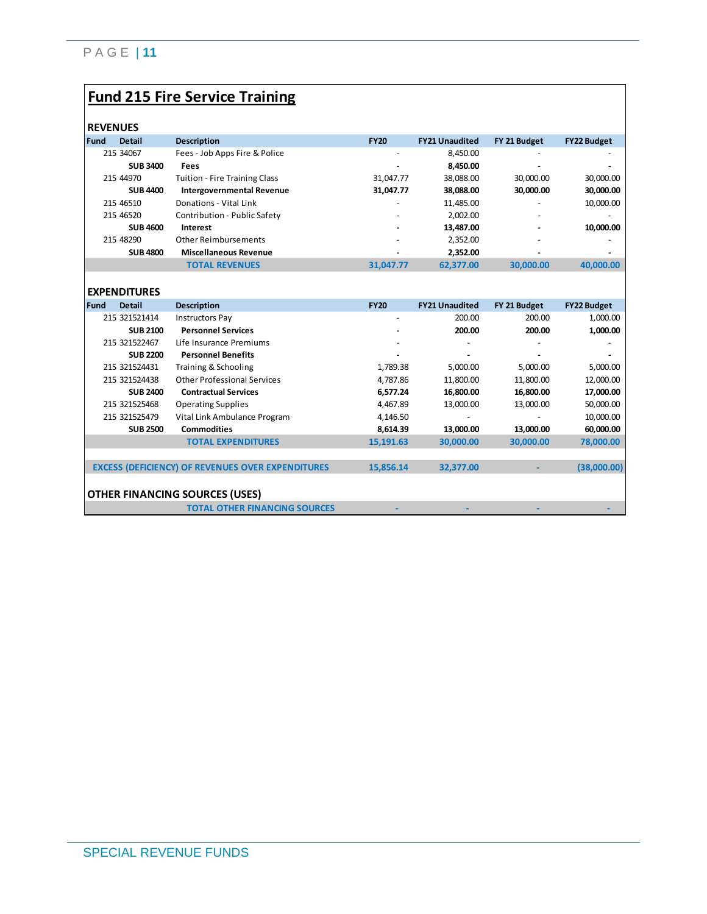# Fund 215 Fire Service Training

## REVENUES

| Fund | Detail | Description | FY20 | FY21 Unaudited | FY 21 Budget | FY22 Budget |
|---|---|---|---|---|---|---|
| 215 | 34067 | Fees - Job Apps Fire & Police | - | 8,450.00 | - | - |
| | **SUB 3400** | **Fees** | **-** | **8,450.00** | **-** | **-** |
| 215 | 44970 | Tuition - Fire Training Class | 31,047.77 | 38,088.00 | 30,000.00 | 30,000.00 |
| | **SUB 4400** | **Intergovernmental Revenue** | **31,047.77** | **38,088.00** | **30,000.00** | **30,000.00** |
| 215 | 46510 | Donations - Vital Link | - | 11,485.00 | - | 10,000.00 |
| 215 | 46520 | Contribution - Public Safety | - | 2,002.00 | - | - |
| | **SUB 4600** | **Interest** | **-** | **13,487.00** | **-** | **10,000.00** |
| 215 | 48290 | Other Reimbursements | - | 2,352.00 | - | - |
| | **SUB 4800** | **Miscellaneous Revenue** | **-** | **2,352.00** | **-** | **-** |
| | | **TOTAL REVENUES** | **31,047.77** | **62,377.00** | **30,000.00** | **40,000.00** |

## EXPENDITURES

| Fund | Detail | Description | FY20 | FY21 Unaudited | FY 21 Budget | FY22 Budget |
|---|---|---|---|---|---|---|
| 215 | 321521414 | Instructors Pay | - | 200.00 | 200.00 | 1,000.00 |
| | **SUB 2100** | **Personnel Services** | **-** | **200.00** | **200.00** | **1,000.00** |
| 215 | 321522467 | Life Insurance Premiums | - | - | - | - |
| | **SUB 2200** | **Personnel Benefits** | **-** | **-** | **-** | **-** |
| 215 | 321524431 | Training & Schooling | 1,789.38 | 5,000.00 | 5,000.00 | 5,000.00 |
| 215 | 321524438 | Other Professional Services | 4,787.86 | 11,800.00 | 11,800.00 | 12,000.00 |
| | **SUB 2400** | **Contractual Services** | **6,577.24** | **16,800.00** | **16,800.00** | **17,000.00** |
| 215 | 321525468 | Operating Supplies | 4,467.89 | 13,000.00 | 13,000.00 | 50,000.00 |
| 215 | 321525479 | Vital Link Ambulance Program | 4,146.50 | - | - | 10,000.00 |
| | **SUB 2500** | **Commodities** | **8,614.39** | **13,000.00** | **13,000.00** | **60,000.00** |
| | | **TOTAL EXPENDITURES** | **15,191.63** | **30,000.00** | **30,000.00** | **78,000.00** |
| | | **EXCESS (DEFICIENCY) OF REVENUES OVER EXPENDITURES** | **15,856.14** | **32,377.00** | **-** | **(38,000.00)** |

## OTHER FINANCING SOURCES (USES)

| | FY20 | FY21 Unaudited | FY 21 Budget | FY22 Budget |
|---|---|---|---|---|
| **TOTAL OTHER FINANCING SOURCES** | **-** | **-** | **-** | **-** |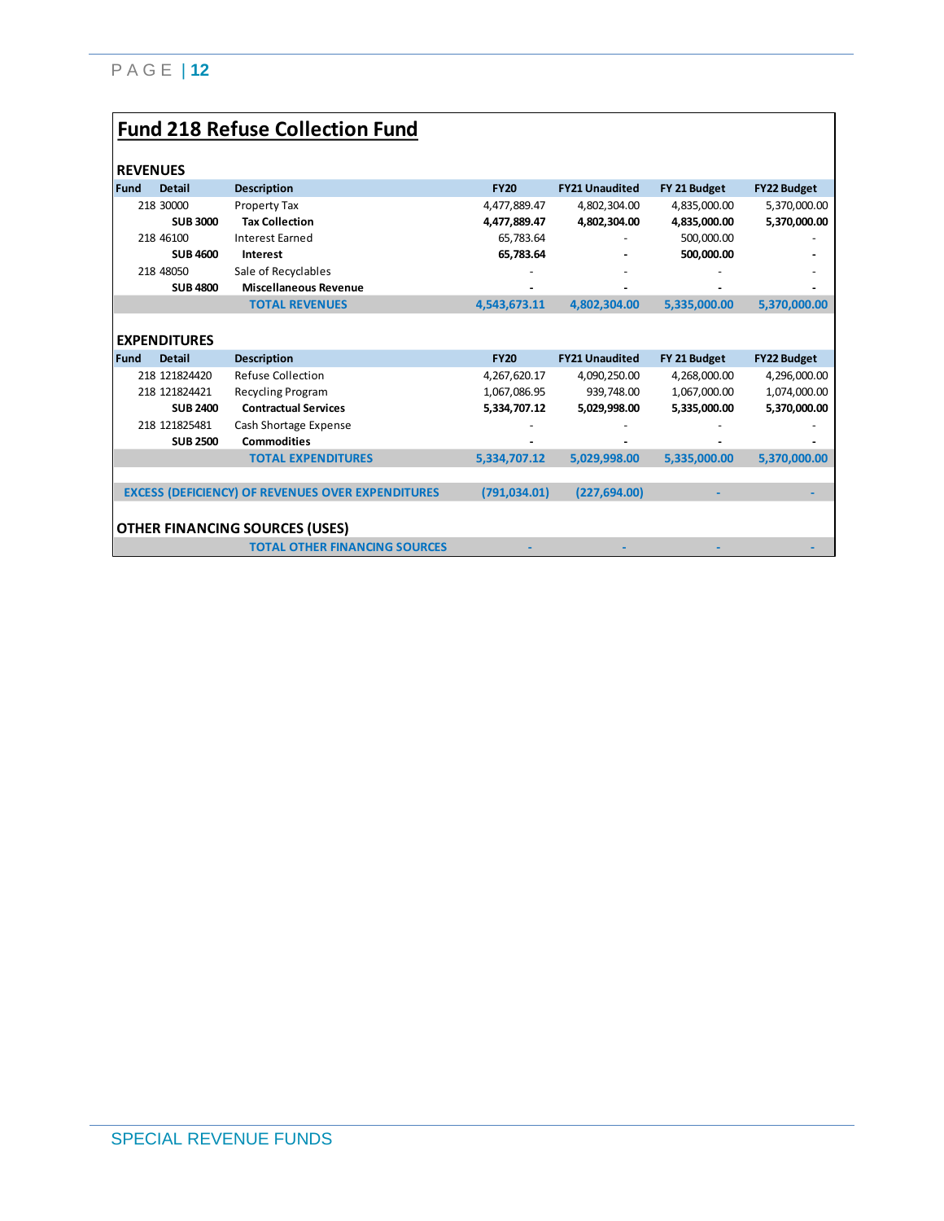# Fund 218 Refuse Collection Fund

## REVENUES

| Fund | Detail | Description | FY20 | FY21 Unaudited | FY 21 Budget | FY22 Budget |
|---|---|---|---|---|---|---|
| 218 | 30000 | Property Tax | 4,477,889.47 | 4,802,304.00 | 4,835,000.00 | 5,370,000.00 |
| | **SUB 3000** | **Tax Collection** | **4,477,889.47** | **4,802,304.00** | **4,835,000.00** | **5,370,000.00** |
| 218 | 46100 | Interest Earned | 65,783.64 | - | 500,000.00 | - |
| | **SUB 4600** | **Interest** | **65,783.64** | **-** | **500,000.00** | **-** |
| 218 | 48050 | Sale of Recyclables | - | - | - | - |
| | **SUB 4800** | **Miscellaneous Revenue** | **-** | **-** | **-** | **-** |
| | | **TOTAL REVENUES** | **4,543,673.11** | **4,802,304.00** | **5,335,000.00** | **5,370,000.00** |

## EXPENDITURES

| Fund | Detail | Description | FY20 | FY21 Unaudited | FY 21 Budget | FY22 Budget |
|---|---|---|---|---|---|---|
| 218 | 121824420 | Refuse Collection | 4,267,620.17 | 4,090,250.00 | 4,268,000.00 | 4,296,000.00 |
| 218 | 121824421 | Recycling Program | 1,067,086.95 | 939,748.00 | 1,067,000.00 | 1,074,000.00 |
| | **SUB 2400** | **Contractual Services** | **5,334,707.12** | **5,029,998.00** | **5,335,000.00** | **5,370,000.00** |
| 218 | 121825481 | Cash Shortage Expense | - | - | - | - |
| | **SUB 2500** | **Commodities** | **-** | **-** | **-** | **-** |
| | | **TOTAL EXPENDITURES** | **5,334,707.12** | **5,029,998.00** | **5,335,000.00** | **5,370,000.00** |
| | | | | | | |
| | | **EXCESS (DEFICIENCY) OF REVENUES OVER EXPENDITURES** | **(791,034.01)** | **(227,694.00)** | **-** | **-** |

## OTHER FINANCING SOURCES (USES)

| | | | FY20 | FY21 Unaudited | FY 21 Budget | FY22 Budget |
|---|---|---|---|---|---|---|
| | | **TOTAL OTHER FINANCING SOURCES** | **-** | **-** | **-** | **-** |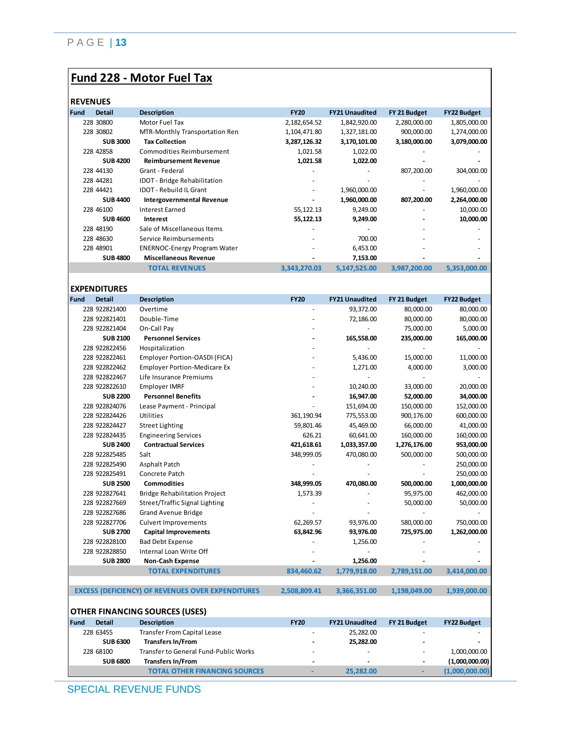# Fund 228 - Motor Fuel Tax

## REVENUES

| Fund | Detail | Description | FY20 | FY21 Unaudited | FY 21 Budget | FY22 Budget |
|---|---|---|---|---|---|---|
| 228 | 30800 | Motor Fuel Tax | 2,182,654.52 | 1,842,920.00 | 2,280,000.00 | 1,805,000.00 |
| 228 | 30802 | MTR-Monthly Transportation Ren | 1,104,471.80 | 1,327,181.00 | 900,000.00 | 1,274,000.00 |
| | **SUB 3000** | **Tax Collection** | **3,287,126.32** | **3,170,101.00** | **3,180,000.00** | **3,079,000.00** |
| 228 | 42858 | Commodities Reimbursement | 1,021.58 | 1,022.00 | - | - |
| | **SUB 4200** | **Reimbursement Revenue** | **1,021.58** | **1,022.00** | **-** | **-** |
| 228 | 44130 | Grant - Federal | - | - | 807,200.00 | 304,000.00 |
| 228 | 44281 | IDOT - Bridge Rehabilitation | - | - | - | - |
| 228 | 44421 | IDOT - Rebuild IL Grant | - | 1,960,000.00 | - | 1,960,000.00 |
| | **SUB 4400** | **Intergovernmental Revenue** | **-** | **1,960,000.00** | **807,200.00** | **2,264,000.00** |
| 228 | 46100 | Interest Earned | 55,122.13 | 9,249.00 | - | 10,000.00 |
| | **SUB 4600** | **Interest** | **55,122.13** | **9,249.00** | **-** | **10,000.00** |
| 228 | 48190 | Sale of Miscellaneous Items | - | - | - | - |
| 228 | 48630 | Service Reimbursements | - | 700.00 | - | - |
| 228 | 48901 | ENERNOC-Energy Program Water | - | 6,453.00 | - | - |
| | **SUB 4800** | **Miscellaneous Revenue** | **-** | **7,153.00** | **-** | **-** |
| | | **TOTAL REVENUES** | **3,343,270.03** | **5,147,525.00** | **3,987,200.00** | **5,353,000.00** |

## EXPENDITURES

| Fund | Detail | Description | FY20 | FY21 Unaudited | FY 21 Budget | FY22 Budget |
|---|---|---|---|---|---|---|
| 228 | 922821400 | Overtime | - | 93,372.00 | 80,000.00 | 80,000.00 |
| 228 | 922821401 | Double-Time | - | 72,186.00 | 80,000.00 | 80,000.00 |
| 228 | 922821404 | On-Call Pay | - | - | 75,000.00 | 5,000.00 |
| | **SUB 2100** | **Personnel Services** | **-** | **165,558.00** | **235,000.00** | **165,000.00** |
| 228 | 922822456 | Hospitalization | - | - | - | - |
| 228 | 922822461 | Employer Portion-OASDI (FICA) | - | 5,436.00 | 15,000.00 | 11,000.00 |
| 228 | 922822462 | Employer Portion-Medicare Ex | - | 1,271.00 | 4,000.00 | 3,000.00 |
| 228 | 922822467 | Life Insurance Premiums | - | - | - | - |
| 228 | 922822610 | Employer IMRF | - | 10,240.00 | 33,000.00 | 20,000.00 |
| | **SUB 2200** | **Personnel Benefits** | **-** | **16,947.00** | **52,000.00** | **34,000.00** |
| 228 | 922824076 | Lease Payment - Principal | - | 151,694.00 | 150,000.00 | 152,000.00 |
| 228 | 922824426 | Utilities | 361,190.94 | 775,553.00 | 900,176.00 | 600,000.00 |
| 228 | 922824427 | Street Lighting | 59,801.46 | 45,469.00 | 66,000.00 | 41,000.00 |
| 228 | 922824435 | Engineering Services | 626.21 | 60,641.00 | 160,000.00 | 160,000.00 |
| | **SUB 2400** | **Contractual Services** | **421,618.61** | **1,033,357.00** | **1,276,176.00** | **953,000.00** |
| 228 | 922825485 | Salt | 348,999.05 | 470,080.00 | 500,000.00 | 500,000.00 |
| 228 | 922825490 | Asphalt Patch | - | - | - | 250,000.00 |
| 228 | 922825491 | Concrete Patch | - | - | - | 250,000.00 |
| | **SUB 2500** | **Commodities** | **348,999.05** | **470,080.00** | **500,000.00** | **1,000,000.00** |
| 228 | 922827641 | Bridge Rehabilitation Project | 1,573.39 | - | 95,975.00 | 462,000.00 |
| 228 | 922827669 | Street/Traffic Signal Lighting | - | - | 50,000.00 | 50,000.00 |
| 228 | 922827686 | Grand Avenue Bridge | - | - | - | - |
| 228 | 922827706 | Culvert Improvements | 62,269.57 | 93,976.00 | 580,000.00 | 750,000.00 |
| | **SUB 2700** | **Capital Improvements** | **63,842.96** | **93,976.00** | **725,975.00** | **1,262,000.00** |
| 228 | 922828100 | Bad Debt Expense | - | 1,256.00 | - | - |
| 228 | 922828850 | Internal Loan Write Off | - | - | - | - |
| | **SUB 2800** | **Non-Cash Expense** | **-** | **1,256.00** | **-** | **-** |
| | | **TOTAL EXPENDITURES** | **834,460.62** | **1,779,918.00** | **2,789,151.00** | **3,414,000.00** |
| | | | | | | |
| | | **EXCESS (DEFICIENCY) OF REVENUES OVER EXPENDITURES** | **2,508,809.41** | **3,366,351.00** | **1,198,049.00** | **1,939,000.00** |

## OTHER FINANCING SOURCES (USES)

| Fund | Detail | Description | FY20 | FY21 Unaudited | FY 21 Budget | FY22 Budget |
|---|---|---|---|---|---|---|
| 228 | 63455 | Transfer From Capital Lease | - | 25,282.00 | - | - |
| | **SUB 6300** | **Transfers In/From** | **-** | **25,282.00** | **-** | **-** |
| 228 | 68100 | Transfer to General Fund-Public Works | - | - | - | 1,000,000.00 |
| | **SUB 6800** | **Transfers In/From** | **-** | **-** | **-** | **(1,000,000.00)** |
| | | **TOTAL OTHER FINANCING SOURCES** | **-** | **25,282.00** | **-** | **(1,000,000.00)** |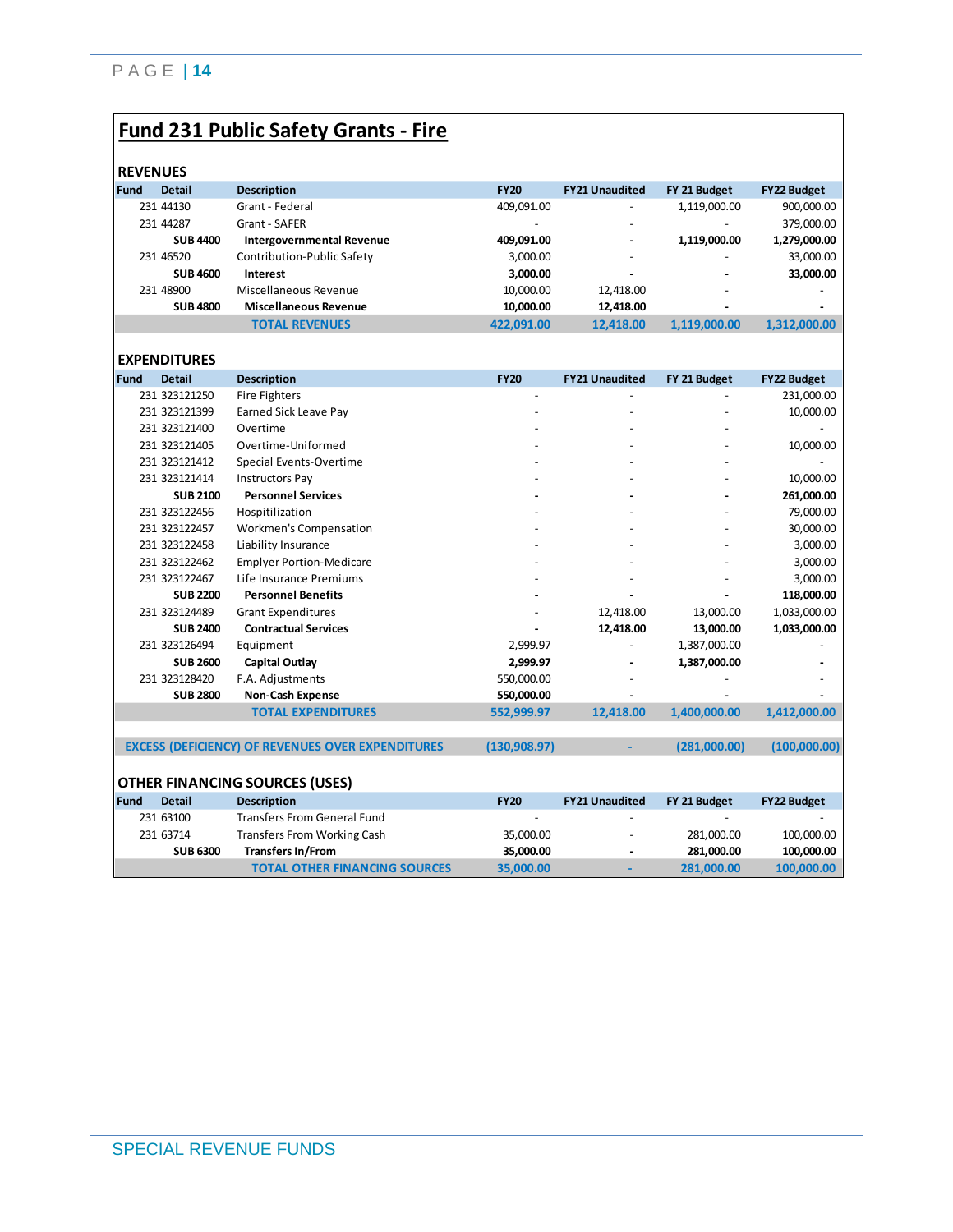# Fund 231 Public Safety Grants - Fire

## REVENUES

| Fund | Detail | Description | FY20 | FY21 Unaudited | FY 21 Budget | FY22 Budget |
|---|---|---|---|---|---|---|
| 231 | 44130 | Grant - Federal | 409,091.00 | - | 1,119,000.00 | 900,000.00 |
| 231 | 44287 | Grant - SAFER | - | - | - | 379,000.00 |
| | **SUB 4400** | **Intergovernmental Revenue** | **409,091.00** | **-** | **1,119,000.00** | **1,279,000.00** |
| 231 | 46520 | Contribution-Public Safety | 3,000.00 | - | - | 33,000.00 |
| | **SUB 4600** | **Interest** | **3,000.00** | **-** | **-** | **33,000.00** |
| 231 | 48900 | Miscellaneous Revenue | 10,000.00 | 12,418.00 | - | - |
| | **SUB 4800** | **Miscellaneous Revenue** | **10,000.00** | **12,418.00** | **-** | **-** |
| | | **TOTAL REVENUES** | **422,091.00** | **12,418.00** | **1,119,000.00** | **1,312,000.00** |

## EXPENDITURES

| Fund | Detail | Description | FY20 | FY21 Unaudited | FY 21 Budget | FY22 Budget |
|---|---|---|---|---|---|---|
| 231 | 323121250 | Fire Fighters | - | - | - | 231,000.00 |
| 231 | 323121399 | Earned Sick Leave Pay | - | - | - | 10,000.00 |
| 231 | 323121400 | Overtime | - | - | - | - |
| 231 | 323121405 | Overtime-Uniformed | - | - | - | 10,000.00 |
| 231 | 323121412 | Special Events-Overtime | - | - | - | - |
| 231 | 323121414 | Instructors Pay | - | - | - | 10,000.00 |
| | **SUB 2100** | **Personnel Services** | **-** | **-** | **-** | **261,000.00** |
| 231 | 323122456 | Hospititization | - | - | - | 79,000.00 |
| 231 | 323122457 | Workmen's Compensation | - | - | - | 30,000.00 |
| 231 | 323122458 | Liability Insurance | - | - | - | 3,000.00 |
| 231 | 323122462 | Emplyer Portion-Medicare | - | - | - | 3,000.00 |
| 231 | 323122467 | Life Insurance Premiums | - | - | - | 3,000.00 |
| | **SUB 2200** | **Personnel Benefits** | **-** | **-** | **-** | **118,000.00** |
| 231 | 323124489 | Grant Expenditures | - | 12,418.00 | 13,000.00 | 1,033,000.00 |
| | **SUB 2400** | **Contractual Services** | **-** | **12,418.00** | **13,000.00** | **1,033,000.00** |
| 231 | 323126494 | Equipment | 2,999.97 | - | 1,387,000.00 | - |
| | **SUB 2600** | **Capital Outlay** | **2,999.97** | **-** | **1,387,000.00** | **-** |
| 231 | 323128420 | F.A. Adjustments | 550,000.00 | - | - | - |
| | **SUB 2800** | **Non-Cash Expense** | **550,000.00** | **-** | **-** | **-** |
| | | **TOTAL EXPENDITURES** | **552,999.97** | **12,418.00** | **1,400,000.00** | **1,412,000.00** |
| | | **EXCESS (DEFICIENCY) OF REVENUES OVER EXPENDITURES** | **(130,908.97)** | **-** | **(281,000.00)** | **(100,000.00)** |

## OTHER FINANCING SOURCES (USES)

| Fund | Detail | Description | FY20 | FY21 Unaudited | FY 21 Budget | FY22 Budget |
|---|---|---|---|---|---|---|
| 231 | 63100 | Transfers From General Fund | - | - | - | - |
| 231 | 63714 | Transfers From Working Cash | 35,000.00 | - | 281,000.00 | 100,000.00 |
| | **SUB 6300** | **Transfers In/From** | **35,000.00** | **-** | **281,000.00** | **100,000.00** |
| | | **TOTAL OTHER FINANCING SOURCES** | **35,000.00** | **-** | **281,000.00** | **100,000.00** |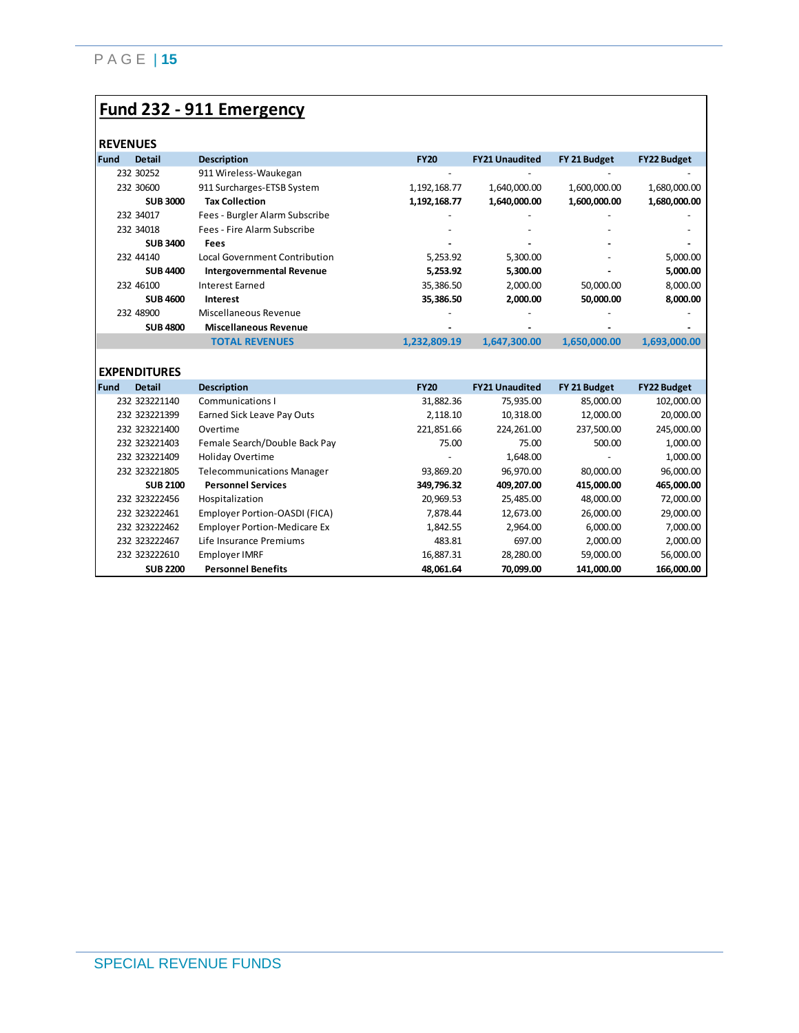# Fund 232 - 911 Emergency

## REVENUES

| Fund | Detail | Description | FY20 | FY21 Unaudited | FY 21 Budget | FY22 Budget |
|---|---|---|---|---|---|---|
| 232 | 30252 | 911 Wireless-Waukegan | - | - | - | - |
| 232 | 30600 | 911 Surcharges-ETSB System | 1,192,168.77 | 1,640,000.00 | 1,600,000.00 | 1,680,000.00 |
| | **SUB 3000** | **Tax Collection** | **1,192,168.77** | **1,640,000.00** | **1,600,000.00** | **1,680,000.00** |
| 232 | 34017 | Fees - Burgler Alarm Subscribe | - | - | - | - |
| 232 | 34018 | Fees - Fire Alarm Subscribe | - | - | - | - |
| | **SUB 3400** | **Fees** | **-** | **-** | **-** | **-** |
| 232 | 44140 | Local Government Contribution | 5,253.92 | 5,300.00 | - | 5,000.00 |
| | **SUB 4400** | **Intergovernmental Revenue** | **5,253.92** | **5,300.00** | **-** | **5,000.00** |
| 232 | 46100 | Interest Earned | 35,386.50 | 2,000.00 | 50,000.00 | 8,000.00 |
| | **SUB 4600** | **Interest** | **35,386.50** | **2,000.00** | **50,000.00** | **8,000.00** |
| 232 | 48900 | Miscellaneous Revenue | - | - | - | - |
| | **SUB 4800** | **Miscellaneous Revenue** | **-** | **-** | **-** | **-** |
| | | **TOTAL REVENUES** | **1,232,809.19** | **1,647,300.00** | **1,650,000.00** | **1,693,000.00** |

## EXPENDITURES

| Fund | Detail | Description | FY20 | FY21 Unaudited | FY 21 Budget | FY22 Budget |
|---|---|---|---|---|---|---|
| 232 | 323221140 | Communications I | 31,882.36 | 75,935.00 | 85,000.00 | 102,000.00 |
| 232 | 323221399 | Earned Sick Leave Pay Outs | 2,118.10 | 10,318.00 | 12,000.00 | 20,000.00 |
| 232 | 323221400 | Overtime | 221,851.66 | 224,261.00 | 237,500.00 | 245,000.00 |
| 232 | 323221403 | Female Search/Double Back Pay | 75.00 | 75.00 | 500.00 | 1,000.00 |
| 232 | 323221409 | Holiday Overtime | - | 1,648.00 | - | 1,000.00 |
| 232 | 323221805 | Telecommunications Manager | 93,869.20 | 96,970.00 | 80,000.00 | 96,000.00 |
| | **SUB 2100** | **Personnel Services** | **349,796.32** | **409,207.00** | **415,000.00** | **465,000.00** |
| 232 | 323222456 | Hospitalization | 20,969.53 | 25,485.00 | 48,000.00 | 72,000.00 |
| 232 | 323222461 | Employer Portion-OASDI (FICA) | 7,878.44 | 12,673.00 | 26,000.00 | 29,000.00 |
| 232 | 323222462 | Employer Portion-Medicare Ex | 1,842.55 | 2,964.00 | 6,000.00 | 7,000.00 |
| 232 | 323222467 | Life Insurance Premiums | 483.81 | 697.00 | 2,000.00 | 2,000.00 |
| 232 | 323222610 | Employer IMRF | 16,887.31 | 28,280.00 | 59,000.00 | 56,000.00 |
| | **SUB 2200** | **Personnel Benefits** | **48,061.64** | **70,099.00** | **141,000.00** | **166,000.00** |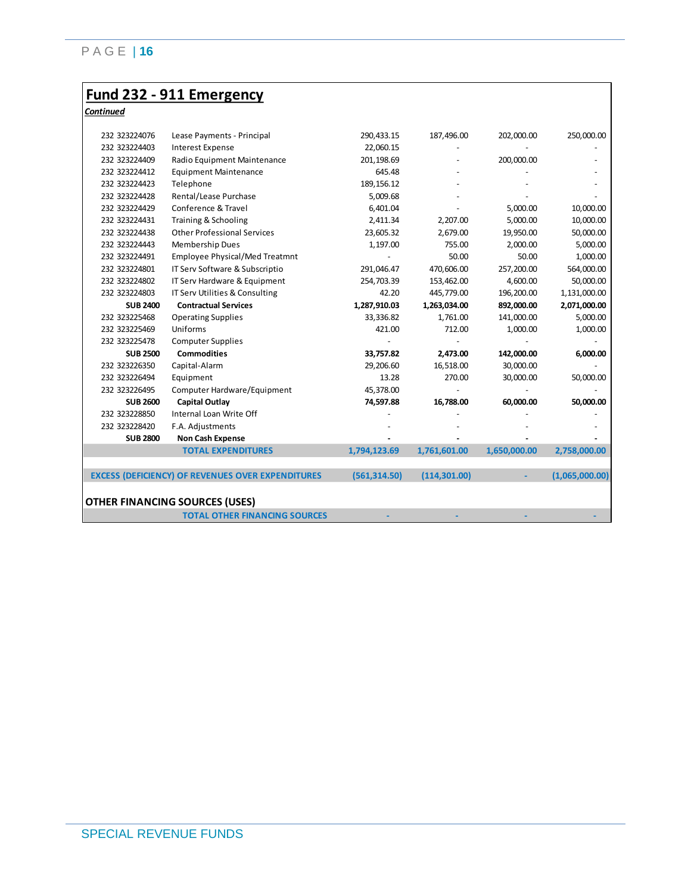## Fund 232 - 911 Emergency

***Continued***

| Fund | Account | Description | | | | |
|---|---|---|---|---|---|---|
| 232 | 323224076 | Lease Payments - Principal | 290,433.15 | 187,496.00 | 202,000.00 | 250,000.00 |
| 232 | 323224403 | Interest Expense | 22,060.15 | - | - | - |
| 232 | 323224409 | Radio Equipment Maintenance | 201,198.69 | - | 200,000.00 | - |
| 232 | 323224412 | Equipment Maintenance | 645.48 | - | - | - |
| 232 | 323224423 | Telephone | 189,156.12 | - | - | - |
| 232 | 323224428 | Rental/Lease Purchase | 5,009.68 | - | - | - |
| 232 | 323224429 | Conference & Travel | 6,401.04 | - | 5,000.00 | 10,000.00 |
| 232 | 323224431 | Training & Schooling | 2,411.34 | 2,207.00 | 5,000.00 | 10,000.00 |
| 232 | 323224438 | Other Professional Services | 23,605.32 | 2,679.00 | 19,950.00 | 50,000.00 |
| 232 | 323224443 | Membership Dues | 1,197.00 | 755.00 | 2,000.00 | 5,000.00 |
| 232 | 323224491 | Employee Physical/Med Treatmnt | - | 50.00 | 50.00 | 1,000.00 |
| 232 | 323224801 | IT Serv Software & Subscriptio | 291,046.47 | 470,606.00 | 257,200.00 | 564,000.00 |
| 232 | 323224802 | IT Serv Hardware & Equipment | 254,703.39 | 153,462.00 | 4,600.00 | 50,000.00 |
| 232 | 323224803 | IT Serv Utilities & Consulting | 42.20 | 445,779.00 | 196,200.00 | 1,131,000.00 |
| | **SUB 2400** | **Contractual Services** | **1,287,910.03** | **1,263,034.00** | **892,000.00** | **2,071,000.00** |
| 232 | 323225468 | Operating Supplies | 33,336.82 | 1,761.00 | 141,000.00 | 5,000.00 |
| 232 | 323225469 | Uniforms | 421.00 | 712.00 | 1,000.00 | 1,000.00 |
| 232 | 323225478 | Computer Supplies | - | - | - | - |
| | **SUB 2500** | **Commodities** | **33,757.82** | **2,473.00** | **142,000.00** | **6,000.00** |
| 232 | 323226350 | Capital-Alarm | 29,206.60 | 16,518.00 | 30,000.00 | - |
| 232 | 323226494 | Equipment | 13.28 | 270.00 | 30,000.00 | 50,000.00 |
| 232 | 323226495 | Computer Hardware/Equipment | 45,378.00 | - | - | - |
| | **SUB 2600** | **Capital Outlay** | **74,597.88** | **16,788.00** | **60,000.00** | **50,000.00** |
| 232 | 323228850 | Internal Loan Write Off | - | - | - | - |
| 232 | 323228420 | F.A. Adjustments | - | - | - | - |
| | **SUB 2800** | **Non Cash Expense** | **-** | **-** | **-** | **-** |
| | | **TOTAL EXPENDITURES** | **1,794,123.69** | **1,761,601.00** | **1,650,000.00** | **2,758,000.00** |
| | | | | | | |
| **EXCESS (DEFICIENCY) OF REVENUES OVER EXPENDITURES** | | | **(561,314.50)** | **(114,301.00)** | **-** | **(1,065,000.00)** |
| | | | | | | |
| **OTHER FINANCING SOURCES (USES)** | | | | | | |
| | | **TOTAL OTHER FINANCING SOURCES** | **-** | **-** | **-** | **-** |

SPECIAL REVENUE FUNDS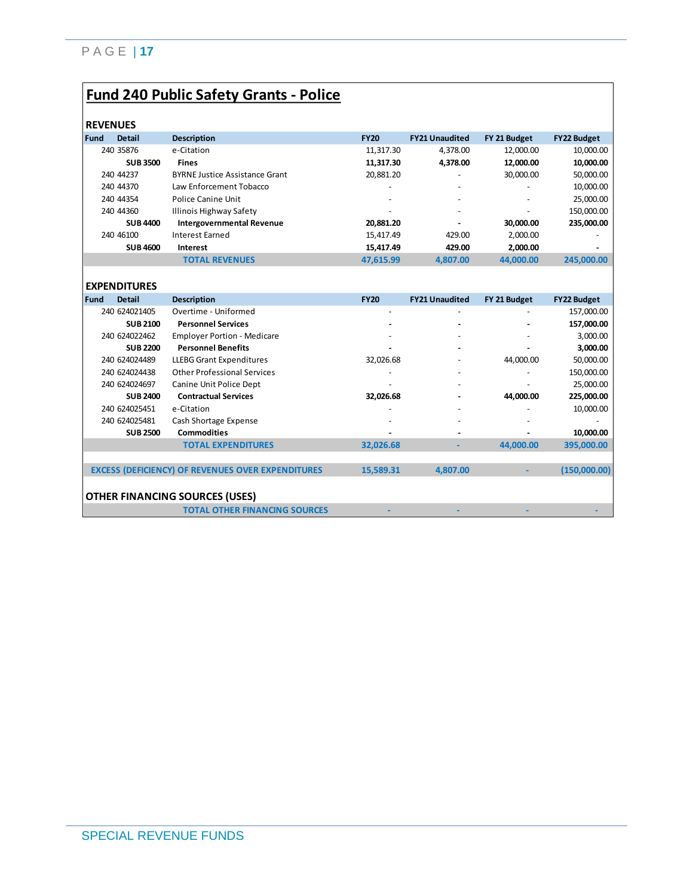# Fund 240 Public Safety Grants - Police

## REVENUES

| Fund | Detail | Description | FY20 | FY21 Unaudited | FY 21 Budget | FY22 Budget |
|---|---|---|---|---|---|---|
| 240 | 35876 | e-Citation | 11,317.30 | 4,378.00 | 12,000.00 | 10,000.00 |
| | **SUB 3500** | **Fines** | **11,317.30** | **4,378.00** | **12,000.00** | **10,000.00** |
| 240 | 44237 | BYRNE Justice Assistance Grant | 20,881.20 | - | 30,000.00 | 50,000.00 |
| 240 | 44370 | Law Enforcement Tobacco | - | - | - | 10,000.00 |
| 240 | 44354 | Police Canine Unit | - | - | - | 25,000.00 |
| 240 | 44360 | Illinois Highway Safety | - | - | - | 150,000.00 |
| | **SUB 4400** | **Intergovernmental Revenue** | **20,881.20** | **-** | **30,000.00** | **235,000.00** |
| 240 | 46100 | Interest Earned | 15,417.49 | 429.00 | 2,000.00 | - |
| | **SUB 4600** | **Interest** | **15,417.49** | **429.00** | **2,000.00** | **-** |
| | | **TOTAL REVENUES** | **47,615.99** | **4,807.00** | **44,000.00** | **245,000.00** |

## EXPENDITURES

| Fund | Detail | Description | FY20 | FY21 Unaudited | FY 21 Budget | FY22 Budget |
|---|---|---|---|---|---|---|
| 240 | 624021405 | Overtime - Uniformed | - | - | - | 157,000.00 |
| | **SUB 2100** | **Personnel Services** | **-** | **-** | **-** | **157,000.00** |
| 240 | 624022462 | Employer Portion - Medicare | - | - | - | 3,000.00 |
| | **SUB 2200** | **Personnel Benefits** | **-** | **-** | **-** | **3,000.00** |
| 240 | 624024489 | LLEBG Grant Expenditures | 32,026.68 | - | 44,000.00 | 50,000.00 |
| 240 | 624024438 | Other Professional Services | - | - | - | 150,000.00 |
| 240 | 624024697 | Canine Unit Police Dept | - | - | - | 25,000.00 |
| | **SUB 2400** | **Contractual Services** | **32,026.68** | **-** | **44,000.00** | **225,000.00** |
| 240 | 624025451 | e-Citation | - | - | - | 10,000.00 |
| 240 | 624025481 | Cash Shortage Expense | - | - | - | - |
| | **SUB 2500** | **Commodities** | **-** | **-** | **-** | **10,000.00** |
| | | **TOTAL EXPENDITURES** | **32,026.68** | **-** | **44,000.00** | **395,000.00** |
| | | | | | | |
| | | **EXCESS (DEFICIENCY) OF REVENUES OVER EXPENDITURES** | **15,589.31** | **4,807.00** | **-** | **(150,000.00)** |

## OTHER FINANCING SOURCES (USES)

| | | | FY20 | FY21 Unaudited | FY 21 Budget | FY22 Budget |
|---|---|---|---|---|---|---|
| | | **TOTAL OTHER FINANCING SOURCES** | **-** | **-** | **-** | **-** |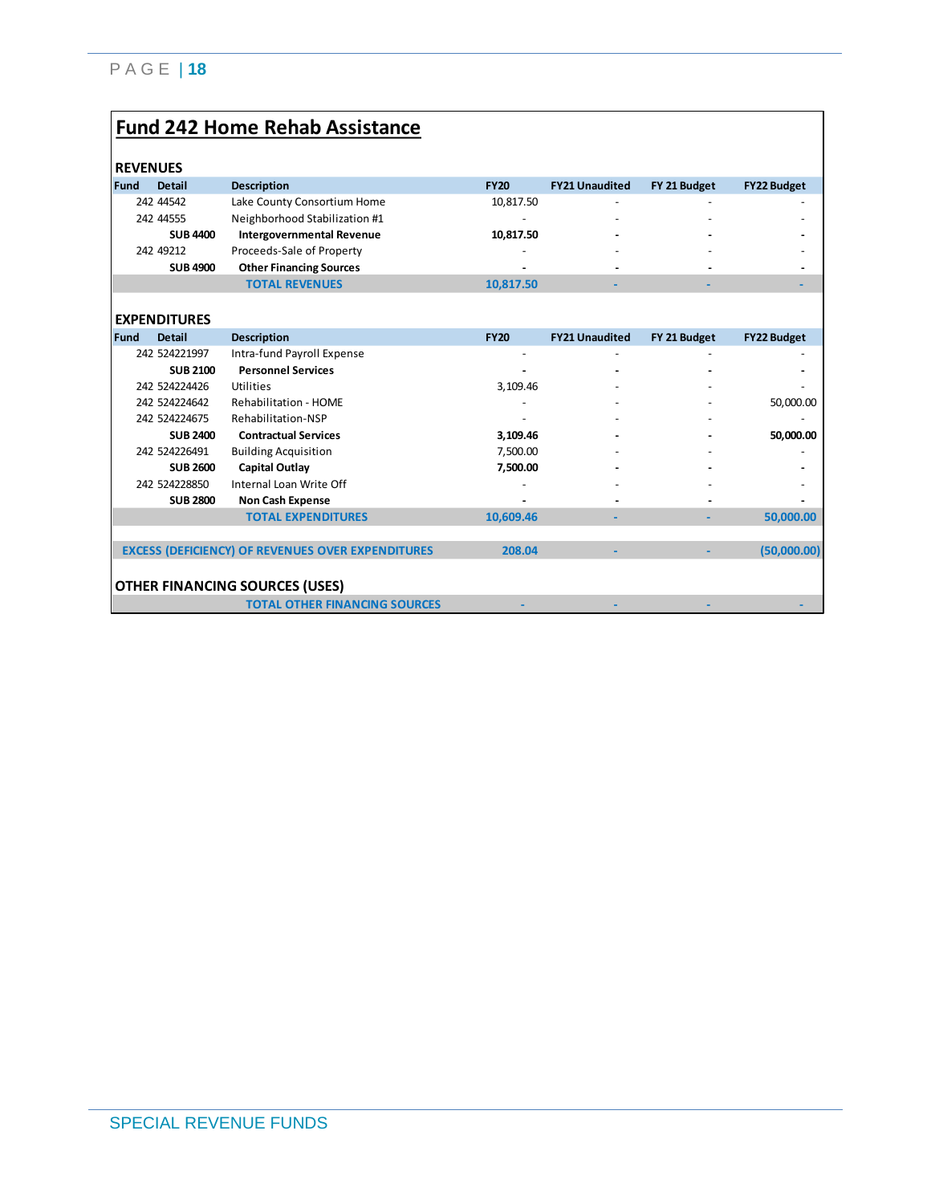# Fund 242 Home Rehab Assistance

## REVENUES

| Fund | Detail | Description | FY20 | FY21 Unaudited | FY 21 Budget | FY22 Budget |
|---|---|---|---|---|---|---|
| 242 | 44542 | Lake County Consortium Home | 10,817.50 | - | - | - |
| 242 | 44555 | Neighborhood Stabilization #1 | - | - | - | - |
| | **SUB 4400** | **Intergovernmental Revenue** | **10,817.50** | **-** | **-** | **-** |
| 242 | 49212 | Proceeds-Sale of Property | - | - | - | - |
| | **SUB 4900** | **Other Financing Sources** | **-** | **-** | **-** | **-** |
| | | **TOTAL REVENUES** | **10,817.50** | **-** | **-** | **-** |

## EXPENDITURES

| Fund | Detail | Description | FY20 | FY21 Unaudited | FY 21 Budget | FY22 Budget |
|---|---|---|---|---|---|---|
| 242 | 524221997 | Intra-fund Payroll Expense | - | - | - | - |
| | **SUB 2100** | **Personnel Services** | **-** | **-** | **-** | **-** |
| 242 | 524224426 | Utilities | 3,109.46 | - | - | - |
| 242 | 524224642 | Rehabilitation - HOME | - | - | - | 50,000.00 |
| 242 | 524224675 | Rehabilitation-NSP | - | - | - | - |
| | **SUB 2400** | **Contractual Services** | **3,109.46** | **-** | **-** | **50,000.00** |
| 242 | 524226491 | Building Acquisition | 7,500.00 | - | - | - |
| | **SUB 2600** | **Capital Outlay** | **7,500.00** | **-** | **-** | **-** |
| 242 | 524228850 | Internal Loan Write Off | - | - | - | - |
| | **SUB 2800** | **Non Cash Expense** | **-** | **-** | **-** | **-** |
| | | **TOTAL EXPENDITURES** | **10,609.46** | **-** | **-** | **50,000.00** |
| | | | | | | |
| | | **EXCESS (DEFICIENCY) OF REVENUES OVER EXPENDITURES** | **208.04** | **-** | **-** | **(50,000.00)** |

## OTHER FINANCING SOURCES (USES)

| | | | FY20 | FY21 Unaudited | FY 21 Budget | FY22 Budget |
|---|---|---|---|---|---|---|
| | | **TOTAL OTHER FINANCING SOURCES** | **-** | **-** | **-** | **-** |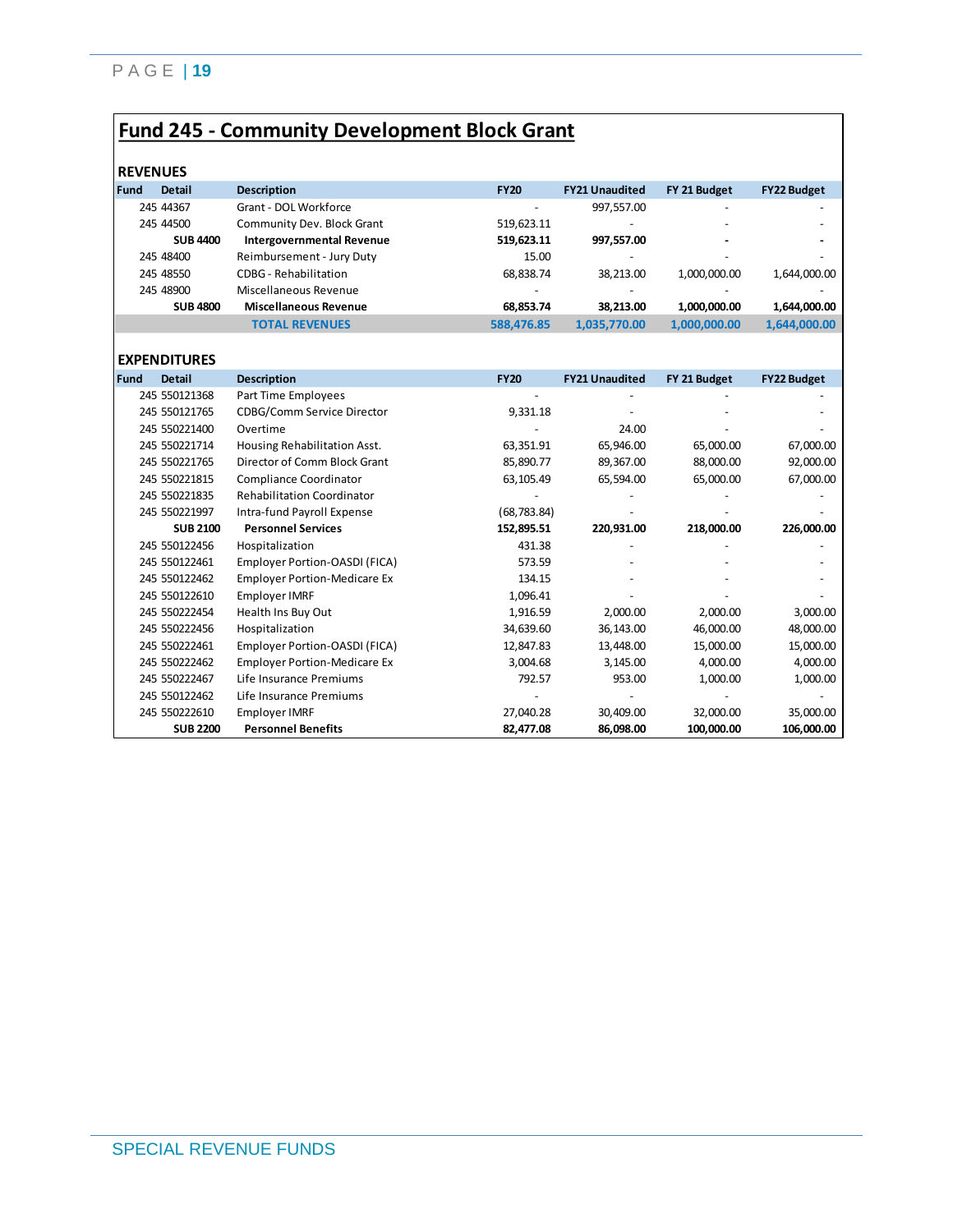# Fund 245 - Community Development Block Grant

## REVENUES

| Fund | Detail | Description | FY20 | FY21 Unaudited | FY 21 Budget | FY22 Budget |
|---|---|---|---|---|---|---|
| 245 | 44367 | Grant - DOL Workforce | - | 997,557.00 | - | - |
| 245 | 44500 | Community Dev. Block Grant | 519,623.11 | - | - | - |
| | **SUB 4400** | **Intergovernmental Revenue** | **519,623.11** | **997,557.00** | **-** | **-** |
| 245 | 48400 | Reimbursement - Jury Duty | 15.00 | - | - | - |
| 245 | 48550 | CDBG - Rehabilitation | 68,838.74 | 38,213.00 | 1,000,000.00 | 1,644,000.00 |
| 245 | 48900 | Miscellaneous Revenue | - | - | - | - |
| | **SUB 4800** | **Miscellaneous Revenue** | **68,853.74** | **38,213.00** | **1,000,000.00** | **1,644,000.00** |
| | | **TOTAL REVENUES** | **588,476.85** | **1,035,770.00** | **1,000,000.00** | **1,644,000.00** |

## EXPENDITURES

| Fund | Detail | Description | FY20 | FY21 Unaudited | FY 21 Budget | FY22 Budget |
|---|---|---|---|---|---|---|
| 245 | 550121368 | Part Time Employees | - | - | - | - |
| 245 | 550121765 | CDBG/Comm Service Director | 9,331.18 | - | - | - |
| 245 | 550221400 | Overtime | - | 24.00 | - | - |
| 245 | 550221714 | Housing Rehabilitation Asst. | 63,351.91 | 65,946.00 | 65,000.00 | 67,000.00 |
| 245 | 550221765 | Director of Comm Block Grant | 85,890.77 | 89,367.00 | 88,000.00 | 92,000.00 |
| 245 | 550221815 | Compliance Coordinator | 63,105.49 | 65,594.00 | 65,000.00 | 67,000.00 |
| 245 | 550221835 | Rehabilitation Coordinator | - | - | - | - |
| 245 | 550221997 | Intra-fund Payroll Expense | (68,783.84) | - | - | - |
| | **SUB 2100** | **Personnel Services** | **152,895.51** | **220,931.00** | **218,000.00** | **226,000.00** |
| 245 | 550122456 | Hospitalization | 431.38 | - | - | - |
| 245 | 550122461 | Employer Portion-OASDI (FICA) | 573.59 | - | - | - |
| 245 | 550122462 | Employer Portion-Medicare Ex | 134.15 | - | - | - |
| 245 | 550122610 | Employer IMRF | 1,096.41 | - | - | - |
| 245 | 550222454 | Health Ins Buy Out | 1,916.59 | 2,000.00 | 2,000.00 | 3,000.00 |
| 245 | 550222456 | Hospitalization | 34,639.60 | 36,143.00 | 46,000.00 | 48,000.00 |
| 245 | 550222461 | Employer Portion-OASDI (FICA) | 12,847.83 | 13,448.00 | 15,000.00 | 15,000.00 |
| 245 | 550222462 | Employer Portion-Medicare Ex | 3,004.68 | 3,145.00 | 4,000.00 | 4,000.00 |
| 245 | 550222467 | Life Insurance Premiums | 792.57 | 953.00 | 1,000.00 | 1,000.00 |
| 245 | 550122462 | Life Insurance Premiums | - | - | - | - |
| 245 | 550222610 | Employer IMRF | 27,040.28 | 30,409.00 | 32,000.00 | 35,000.00 |
| | **SUB 2200** | **Personnel Benefits** | **82,477.08** | **86,098.00** | **100,000.00** | **106,000.00** |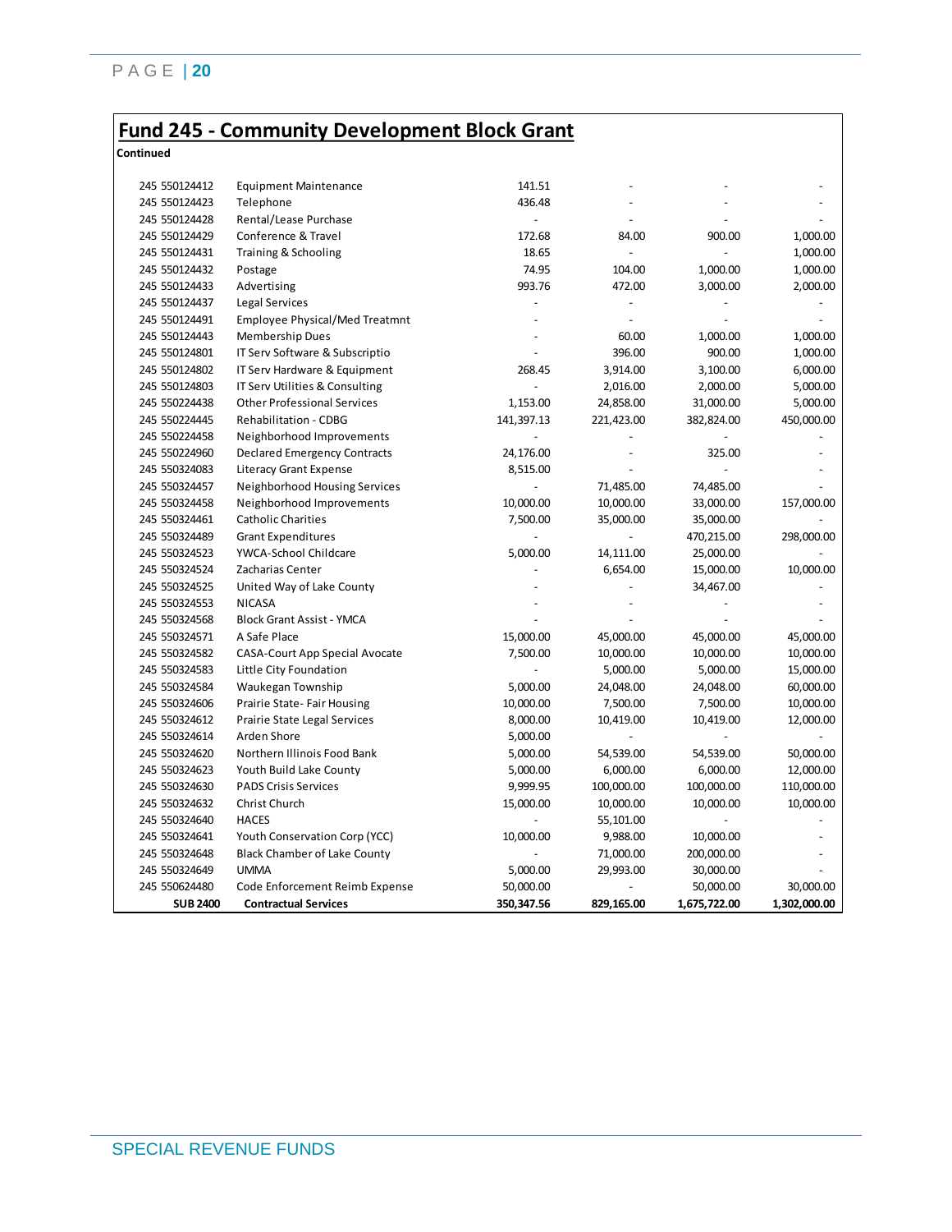## Fund 245 - Community Development Block Grant

**Continued**

| | | | | | |
|---|---|---|---|---|---|
| 245 550124412 | Equipment Maintenance | 141.51 | - | - | - |
| 245 550124423 | Telephone | 436.48 | - | - | - |
| 245 550124428 | Rental/Lease Purchase | - | - | - | - |
| 245 550124429 | Conference & Travel | 172.68 | 84.00 | 900.00 | 1,000.00 |
| 245 550124431 | Training & Schooling | 18.65 | - | - | 1,000.00 |
| 245 550124432 | Postage | 74.95 | 104.00 | 1,000.00 | 1,000.00 |
| 245 550124433 | Advertising | 993.76 | 472.00 | 3,000.00 | 2,000.00 |
| 245 550124437 | Legal Services | - | - | - | - |
| 245 550124491 | Employee Physical/Med Treatmnt | - | - | - | - |
| 245 550124443 | Membership Dues | - | 60.00 | 1,000.00 | 1,000.00 |
| 245 550124801 | IT Serv Software & Subscriptio | - | 396.00 | 900.00 | 1,000.00 |
| 245 550124802 | IT Serv Hardware & Equipment | 268.45 | 3,914.00 | 3,100.00 | 6,000.00 |
| 245 550124803 | IT Serv Utilities & Consulting | - | 2,016.00 | 2,000.00 | 5,000.00 |
| 245 550224438 | Other Professional Services | 1,153.00 | 24,858.00 | 31,000.00 | 5,000.00 |
| 245 550224445 | Rehabilitation - CDBG | 141,397.13 | 221,423.00 | 382,824.00 | 450,000.00 |
| 245 550224458 | Neighborhood Improvements | - | - | - | - |
| 245 550224960 | Declared Emergency Contracts | 24,176.00 | - | 325.00 | - |
| 245 550324083 | Literacy Grant Expense | 8,515.00 | - | - | - |
| 245 550324457 | Neighborhood Housing Services | - | 71,485.00 | 74,485.00 | - |
| 245 550324458 | Neighborhood Improvements | 10,000.00 | 10,000.00 | 33,000.00 | 157,000.00 |
| 245 550324461 | Catholic Charities | 7,500.00 | 35,000.00 | 35,000.00 | - |
| 245 550324489 | Grant Expenditures | - | - | 470,215.00 | 298,000.00 |
| 245 550324523 | YWCA-School Childcare | 5,000.00 | 14,111.00 | 25,000.00 | - |
| 245 550324524 | Zacharias Center | - | 6,654.00 | 15,000.00 | 10,000.00 |
| 245 550324525 | United Way of Lake County | - | - | 34,467.00 | - |
| 245 550324553 | NICASA | - | - | - | - |
| 245 550324568 | Block Grant Assist - YMCA | - | - | - | - |
| 245 550324571 | A Safe Place | 15,000.00 | 45,000.00 | 45,000.00 | 45,000.00 |
| 245 550324582 | CASA-Court App Special Avocate | 7,500.00 | 10,000.00 | 10,000.00 | 10,000.00 |
| 245 550324583 | Little City Foundation | - | 5,000.00 | 5,000.00 | 15,000.00 |
| 245 550324584 | Waukegan Township | 5,000.00 | 24,048.00 | 24,048.00 | 60,000.00 |
| 245 550324606 | Prairie State- Fair Housing | 10,000.00 | 7,500.00 | 7,500.00 | 10,000.00 |
| 245 550324612 | Prairie State Legal Services | 8,000.00 | 10,419.00 | 10,419.00 | 12,000.00 |
| 245 550324614 | Arden Shore | 5,000.00 | - | - | - |
| 245 550324620 | Northern Illinois Food Bank | 5,000.00 | 54,539.00 | 54,539.00 | 50,000.00 |
| 245 550324623 | Youth Build Lake County | 5,000.00 | 6,000.00 | 6,000.00 | 12,000.00 |
| 245 550324630 | PADS Crisis Services | 9,999.95 | 100,000.00 | 100,000.00 | 110,000.00 |
| 245 550324632 | Christ Church | 15,000.00 | 10,000.00 | 10,000.00 | 10,000.00 |
| 245 550324640 | HACES | - | 55,101.00 | - | - |
| 245 550324641 | Youth Conservation Corp (YCC) | 10,000.00 | 9,988.00 | 10,000.00 | - |
| 245 550324648 | Black Chamber of Lake County | - | 71,000.00 | 200,000.00 | - |
| 245 550324649 | UMMA | 5,000.00 | 29,993.00 | 30,000.00 | - |
| 245 550624480 | Code Enforcement Reimb Expense | 50,000.00 | - | 50,000.00 | 30,000.00 |
| **SUB 2400** | **Contractual Services** | **350,347.56** | **829,165.00** | **1,675,722.00** | **1,302,000.00** |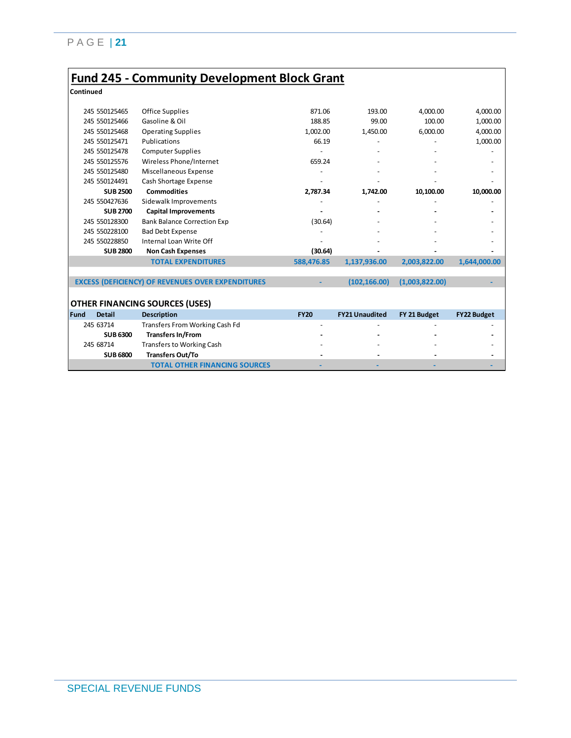# Fund 245 - Community Development Block Grant

**Continued**

| Fund | Detail | Description | FY20 | FY21 Unaudited | FY 21 Budget | FY22 Budget |
|---|---|---|---|---|---|---|
| 245 | 550125465 | Office Supplies | 871.06 | 193.00 | 4,000.00 | 4,000.00 |
| 245 | 550125466 | Gasoline & Oil | 188.85 | 99.00 | 100.00 | 1,000.00 |
| 245 | 550125468 | Operating Supplies | 1,002.00 | 1,450.00 | 6,000.00 | 4,000.00 |
| 245 | 550125471 | Publications | 66.19 | - | - | 1,000.00 |
| 245 | 550125478 | Computer Supplies | - | - | - | - |
| 245 | 550125576 | Wireless Phone/Internet | 659.24 | - | - | - |
| 245 | 550125480 | Miscellaneous Expense | - | - | - | - |
| 245 | 550124491 | Cash Shortage Expense | - | - | - | - |
| | **SUB 2500** | **Commodities** | **2,787.34** | **1,742.00** | **10,100.00** | **10,000.00** |
| 245 | 550427636 | Sidewalk Improvements | - | - | - | - |
| | **SUB 2700** | **Capital Improvements** | **-** | **-** | **-** | **-** |
| 245 | 550128300 | Bank Balance Correction Exp | (30.64) | - | - | - |
| 245 | 550228100 | Bad Debt Expense | - | - | - | - |
| 245 | 550228850 | Internal Loan Write Off | - | - | - | - |
| | **SUB 2800** | **Non Cash Expenses** | **(30.64)** | **-** | **-** | **-** |
| | | **TOTAL EXPENDITURES** | **588,476.85** | **1,137,936.00** | **2,003,822.00** | **1,644,000.00** |
| | | | | | | |
| | | **EXCESS (DEFICIENCY) OF REVENUES OVER EXPENDITURES** | **-** | **(102,166.00)** | **(1,003,822.00)** | **-** |

## OTHER FINANCING SOURCES (USES)

| Fund | Detail | Description | FY20 | FY21 Unaudited | FY 21 Budget | FY22 Budget |
|---|---|---|---|---|---|---|
| 245 | 63714 | Transfers From Working Cash Fd | - | - | - | - |
| | **SUB 6300** | **Transfers In/From** | **-** | **-** | **-** | **-** |
| 245 | 68714 | Transfers to Working Cash | - | - | - | - |
| | **SUB 6800** | **Transfers Out/To** | **-** | **-** | **-** | **-** |
| | | **TOTAL OTHER FINANCING SOURCES** | **-** | **-** | **-** | **-** |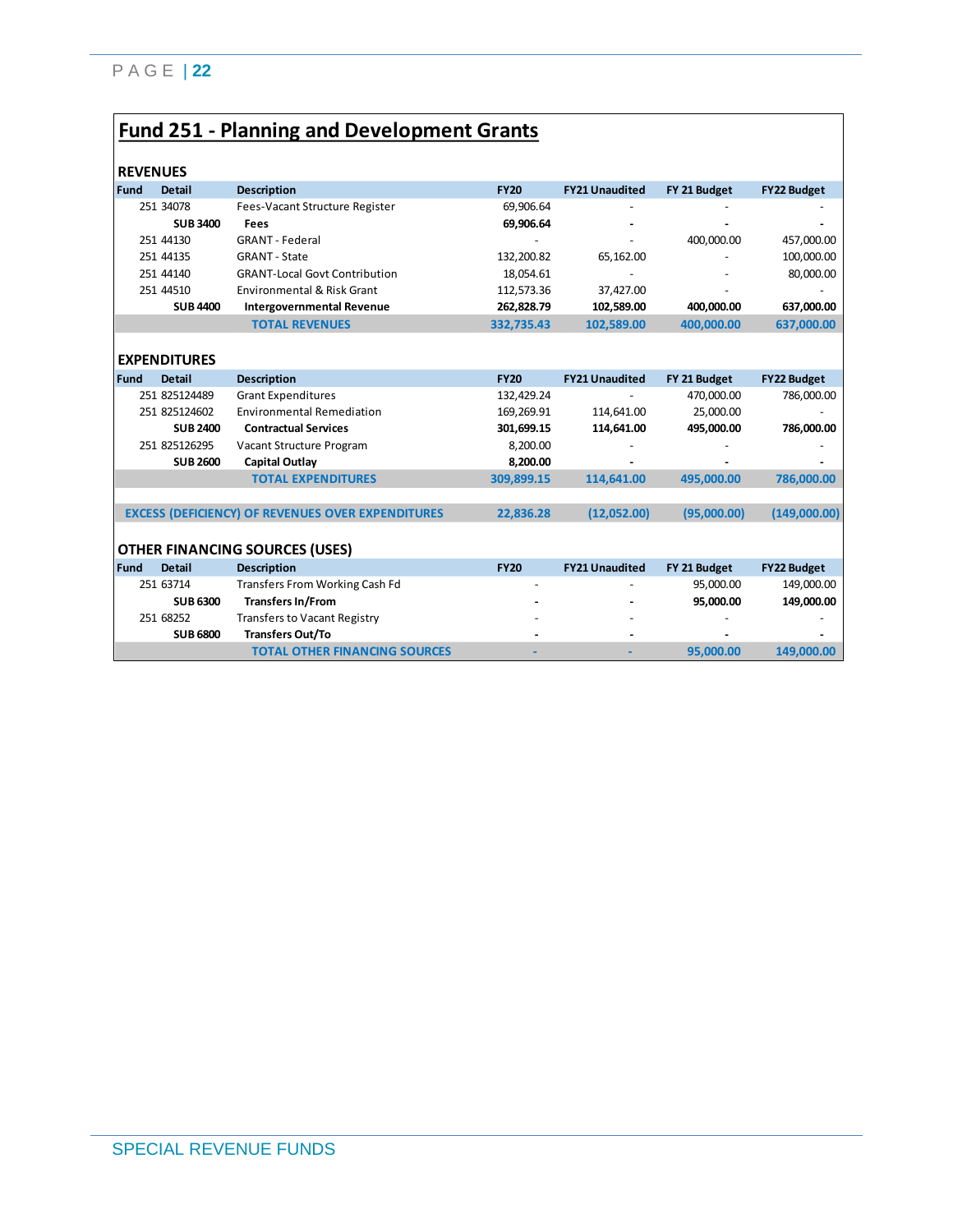## Fund 251 - Planning and Development Grants

### REVENUES

| Fund | Detail | Description | FY20 | FY21 Unaudited | FY 21 Budget | FY22 Budget |
|---|---|---|---|---|---|---|
| 251 | 34078 | Fees-Vacant Structure Register | 69,906.64 | - | - | - |
| | **SUB 3400** | **Fees** | **69,906.64** | **-** | **-** | **-** |
| 251 | 44130 | GRANT - Federal | - | - | 400,000.00 | 457,000.00 |
| 251 | 44135 | GRANT - State | 132,200.82 | 65,162.00 | - | 100,000.00 |
| 251 | 44140 | GRANT-Local Govt Contribution | 18,054.61 | - | - | 80,000.00 |
| 251 | 44510 | Environmental & Risk Grant | 112,573.36 | 37,427.00 | - | - |
| | **SUB 4400** | **Intergovernmental Revenue** | **262,828.79** | **102,589.00** | **400,000.00** | **637,000.00** |
| | | **TOTAL REVENUES** | **332,735.43** | **102,589.00** | **400,000.00** | **637,000.00** |

### EXPENDITURES

| Fund | Detail | Description | FY20 | FY21 Unaudited | FY 21 Budget | FY22 Budget |
|---|---|---|---|---|---|---|
| 251 | 825124489 | Grant Expenditures | 132,429.24 | - | 470,000.00 | 786,000.00 |
| 251 | 825124602 | Environmental Remediation | 169,269.91 | 114,641.00 | 25,000.00 | - |
| | **SUB 2400** | **Contractual Services** | **301,699.15** | **114,641.00** | **495,000.00** | **786,000.00** |
| 251 | 825126295 | Vacant Structure Program | 8,200.00 | - | - | - |
| | **SUB 2600** | **Capital Outlay** | **8,200.00** | **-** | **-** | **-** |
| | | **TOTAL EXPENDITURES** | **309,899.15** | **114,641.00** | **495,000.00** | **786,000.00** |
| | | **EXCESS (DEFICIENCY) OF REVENUES OVER EXPENDITURES** | **22,836.28** | **(12,052.00)** | **(95,000.00)** | **(149,000.00)** |

### OTHER FINANCING SOURCES (USES)

| Fund | Detail | Description | FY20 | FY21 Unaudited | FY 21 Budget | FY22 Budget |
|---|---|---|---|---|---|---|
| 251 | 63714 | Transfers From Working Cash Fd | - | - | 95,000.00 | 149,000.00 |
| | **SUB 6300** | **Transfers In/From** | **-** | **-** | **95,000.00** | **149,000.00** |
| 251 | 68252 | Transfers to Vacant Registry | - | - | - | - |
| | **SUB 6800** | **Transfers Out/To** | **-** | **-** | **-** | **-** |
| | | **TOTAL OTHER FINANCING SOURCES** | **-** | **-** | **95,000.00** | **149,000.00** |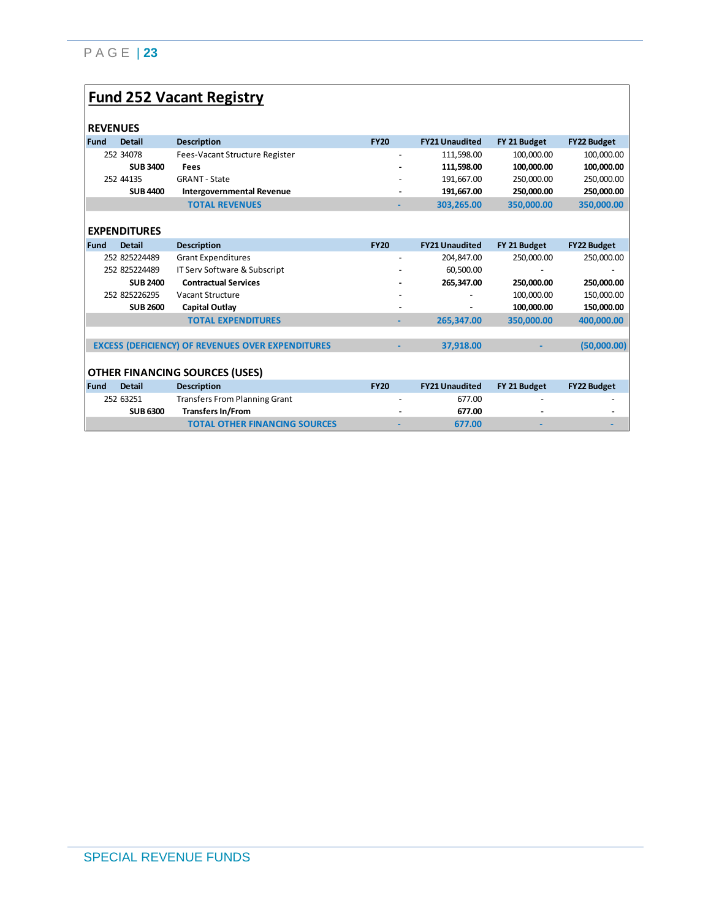# Fund 252 Vacant Registry

## REVENUES

| Fund | Detail | Description | FY20 | FY21 Unaudited | FY 21 Budget | FY22 Budget |
|---|---|---|---|---|---|---|
| 252 | 34078 | Fees-Vacant Structure Register | - | 111,598.00 | 100,000.00 | 100,000.00 |
| | **SUB 3400** | **Fees** | **-** | **111,598.00** | **100,000.00** | **100,000.00** |
| 252 | 44135 | GRANT - State | - | 191,667.00 | 250,000.00 | 250,000.00 |
| | **SUB 4400** | **Intergovernmental Revenue** | **-** | **191,667.00** | **250,000.00** | **250,000.00** |
| | | **TOTAL REVENUES** | **-** | **303,265.00** | **350,000.00** | **350,000.00** |

## EXPENDITURES

| Fund | Detail | Description | FY20 | FY21 Unaudited | FY 21 Budget | FY22 Budget |
|---|---|---|---|---|---|---|
| 252 | 825224489 | Grant Expenditures | - | 204,847.00 | 250,000.00 | 250,000.00 |
| 252 | 825224489 | IT Serv Software & Subscript | - | 60,500.00 | - | - |
| | **SUB 2400** | **Contractual Services** | **-** | **265,347.00** | **250,000.00** | **250,000.00** |
| 252 | 825226295 | Vacant Structure | - | - | 100,000.00 | 150,000.00 |
| | **SUB 2600** | **Capital Outlay** | **-** | **-** | **100,000.00** | **150,000.00** |
| | | **TOTAL EXPENDITURES** | **-** | **265,347.00** | **350,000.00** | **400,000.00** |
| | | **EXCESS (DEFICIENCY) OF REVENUES OVER EXPENDITURES** | **-** | **37,918.00** | **-** | **(50,000.00)** |

## OTHER FINANCING SOURCES (USES)

| Fund | Detail | Description | FY20 | FY21 Unaudited | FY 21 Budget | FY22 Budget |
|---|---|---|---|---|---|---|
| 252 | 63251 | Transfers From Planning Grant | - | 677.00 | - | - |
| | **SUB 6300** | **Transfers In/From** | **-** | **677.00** | **-** | **-** |
| | | **TOTAL OTHER FINANCING SOURCES** | **-** | **677.00** | **-** | **-** |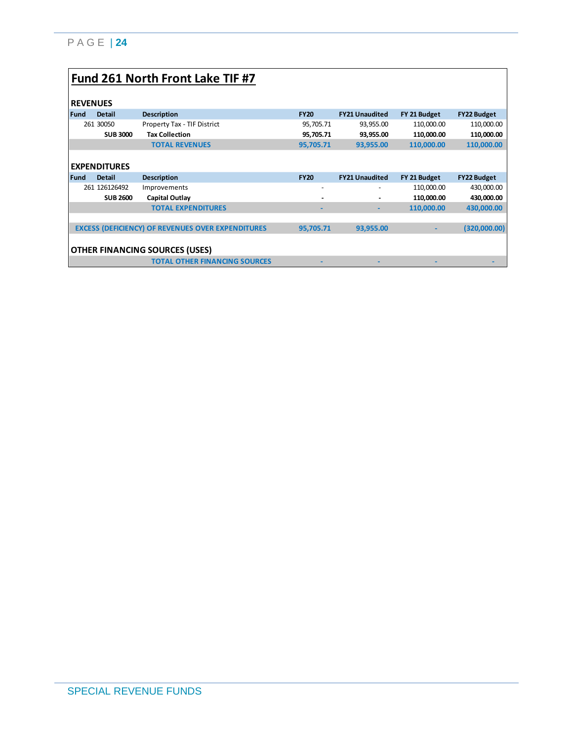# Fund 261 North Front Lake TIF #7

## REVENUES

| Fund | Detail | Description | FY20 | FY21 Unaudited | FY 21 Budget | FY22 Budget |
|---|---|---|---|---|---|---|
| 261 | 30050 | Property Tax - TIF District | 95,705.71 | 93,955.00 | 110,000.00 | 110,000.00 |
| | **SUB 3000** | **Tax Collection** | **95,705.71** | **93,955.00** | **110,000.00** | **110,000.00** |
| | | **TOTAL REVENUES** | **95,705.71** | **93,955.00** | **110,000.00** | **110,000.00** |

## EXPENDITURES

| Fund | Detail | Description | FY20 | FY21 Unaudited | FY 21 Budget | FY22 Budget |
|---|---|---|---|---|---|---|
| 261 | 126126492 | Improvements | - | - | 110,000.00 | 430,000.00 |
| | **SUB 2600** | **Capital Outlay** | **-** | **-** | **110,000.00** | **430,000.00** |
| | | **TOTAL EXPENDITURES** | **-** | **-** | **110,000.00** | **430,000.00** |
| | | | | | | |
| **EXCESS (DEFICIENCY) OF REVENUES OVER EXPENDITURES** | | | **95,705.71** | **93,955.00** | **-** | **(320,000.00)** |

## OTHER FINANCING SOURCES (USES)

| | | | FY20 | FY21 Unaudited | FY 21 Budget | FY22 Budget |
|---|---|---|---|---|---|---|
| | | **TOTAL OTHER FINANCING SOURCES** | **-** | **-** | **-** | **-** |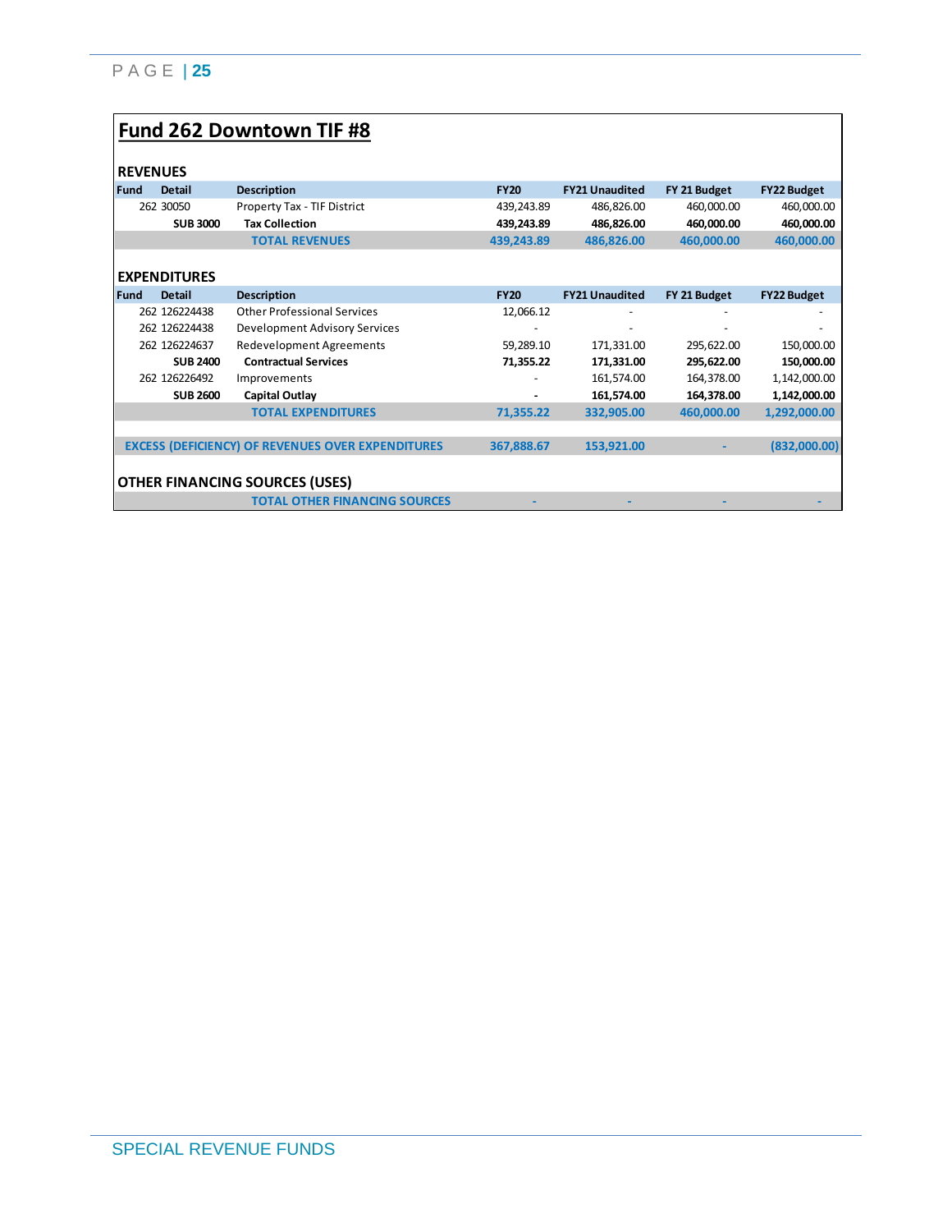## Fund 262 Downtown TIF #8

### REVENUES

| Fund | Detail | Description | FY20 | FY21 Unaudited | FY 21 Budget | FY22 Budget |
|---|---|---|---|---|---|---|
| 262 | 30050 | Property Tax - TIF District | 439,243.89 | 486,826.00 | 460,000.00 | 460,000.00 |
| | **SUB 3000** | **Tax Collection** | **439,243.89** | **486,826.00** | **460,000.00** | **460,000.00** |
| | | **TOTAL REVENUES** | **439,243.89** | **486,826.00** | **460,000.00** | **460,000.00** |

### EXPENDITURES

| Fund | Detail | Description | FY20 | FY21 Unaudited | FY 21 Budget | FY22 Budget |
|---|---|---|---|---|---|---|
| 262 | 126224438 | Other Professional Services | 12,066.12 | - | - | - |
| 262 | 126224438 | Development Advisory Services | - | - | - | - |
| 262 | 126224637 | Redevelopment Agreements | 59,289.10 | 171,331.00 | 295,622.00 | 150,000.00 |
| | **SUB 2400** | **Contractual Services** | **71,355.22** | **171,331.00** | **295,622.00** | **150,000.00** |
| 262 | 126226492 | Improvements | - | 161,574.00 | 164,378.00 | 1,142,000.00 |
| | **SUB 2600** | **Capital Outlay** | **-** | **161,574.00** | **164,378.00** | **1,142,000.00** |
| | | **TOTAL EXPENDITURES** | **71,355.22** | **332,905.00** | **460,000.00** | **1,292,000.00** |
| | | | | | | |
| | | **EXCESS (DEFICIENCY) OF REVENUES OVER EXPENDITURES** | **367,888.67** | **153,921.00** | **-** | **(832,000.00)** |

### OTHER FINANCING SOURCES (USES)

| | | Description | FY20 | FY21 Unaudited | FY 21 Budget | FY22 Budget |
|---|---|---|---|---|---|---|
| | | **TOTAL OTHER FINANCING SOURCES** | **-** | **-** | **-** | **-** |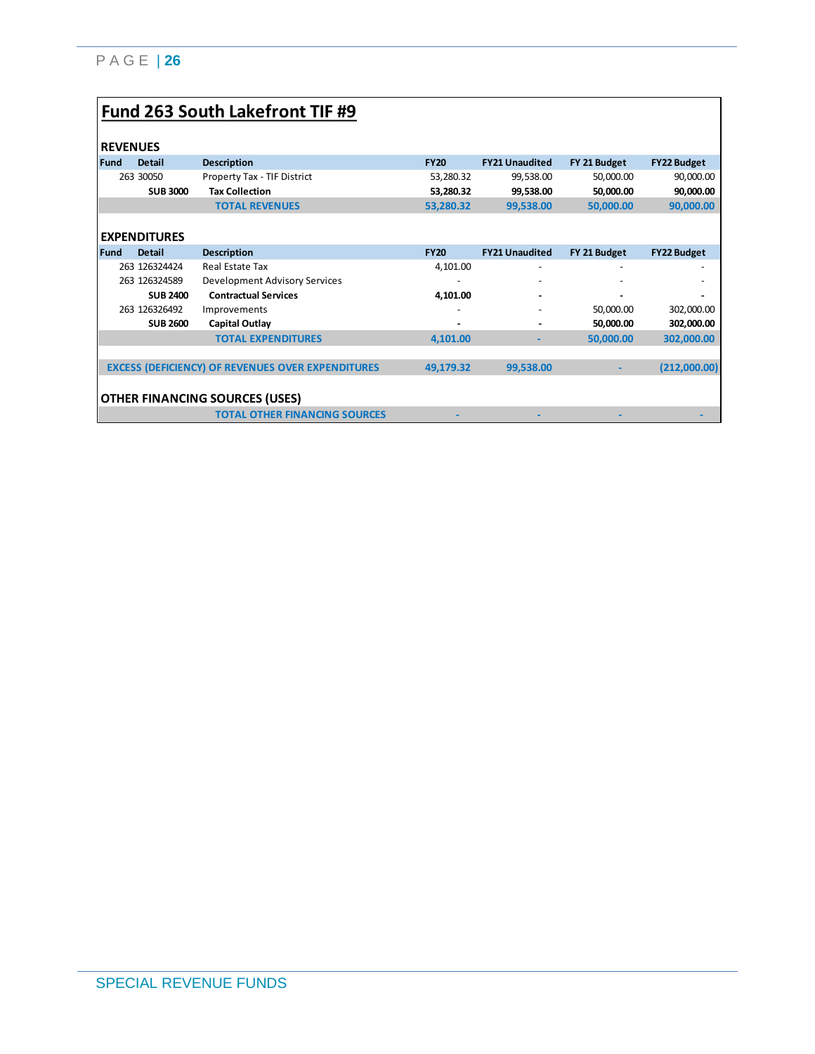# Fund 263 South Lakefront TIF #9

## REVENUES

| Fund | Detail | Description | FY20 | FY21 Unaudited | FY 21 Budget | FY22 Budget |
|---|---|---|---|---|---|---|
| 263 | 30050 | Property Tax - TIF District | 53,280.32 | 99,538.00 | 50,000.00 | 90,000.00 |
| | **SUB 3000** | **Tax Collection** | **53,280.32** | **99,538.00** | **50,000.00** | **90,000.00** |
| | | **TOTAL REVENUES** | **53,280.32** | **99,538.00** | **50,000.00** | **90,000.00** |

## EXPENDITURES

| Fund | Detail | Description | FY20 | FY21 Unaudited | FY 21 Budget | FY22 Budget |
|---|---|---|---|---|---|---|
| 263 | 126324424 | Real Estate Tax | 4,101.00 | - | - | - |
| 263 | 126324589 | Development Advisory Services | - | - | - | - |
| | **SUB 2400** | **Contractual Services** | **4,101.00** | **-** | **-** | **-** |
| 263 | 126326492 | Improvements | - | - | 50,000.00 | 302,000.00 |
| | **SUB 2600** | **Capital Outlay** | **-** | **-** | **50,000.00** | **302,000.00** |
| | | **TOTAL EXPENDITURES** | **4,101.00** | **-** | **50,000.00** | **302,000.00** |
| | | **EXCESS (DEFICIENCY) OF REVENUES OVER EXPENDITURES** | **49,179.32** | **99,538.00** | **-** | **(212,000.00)** |

## OTHER FINANCING SOURCES (USES)

| | | | FY20 | FY21 Unaudited | FY 21 Budget | FY22 Budget |
|---|---|---|---|---|---|---|
| | | **TOTAL OTHER FINANCING SOURCES** | **-** | **-** | **-** | **-** |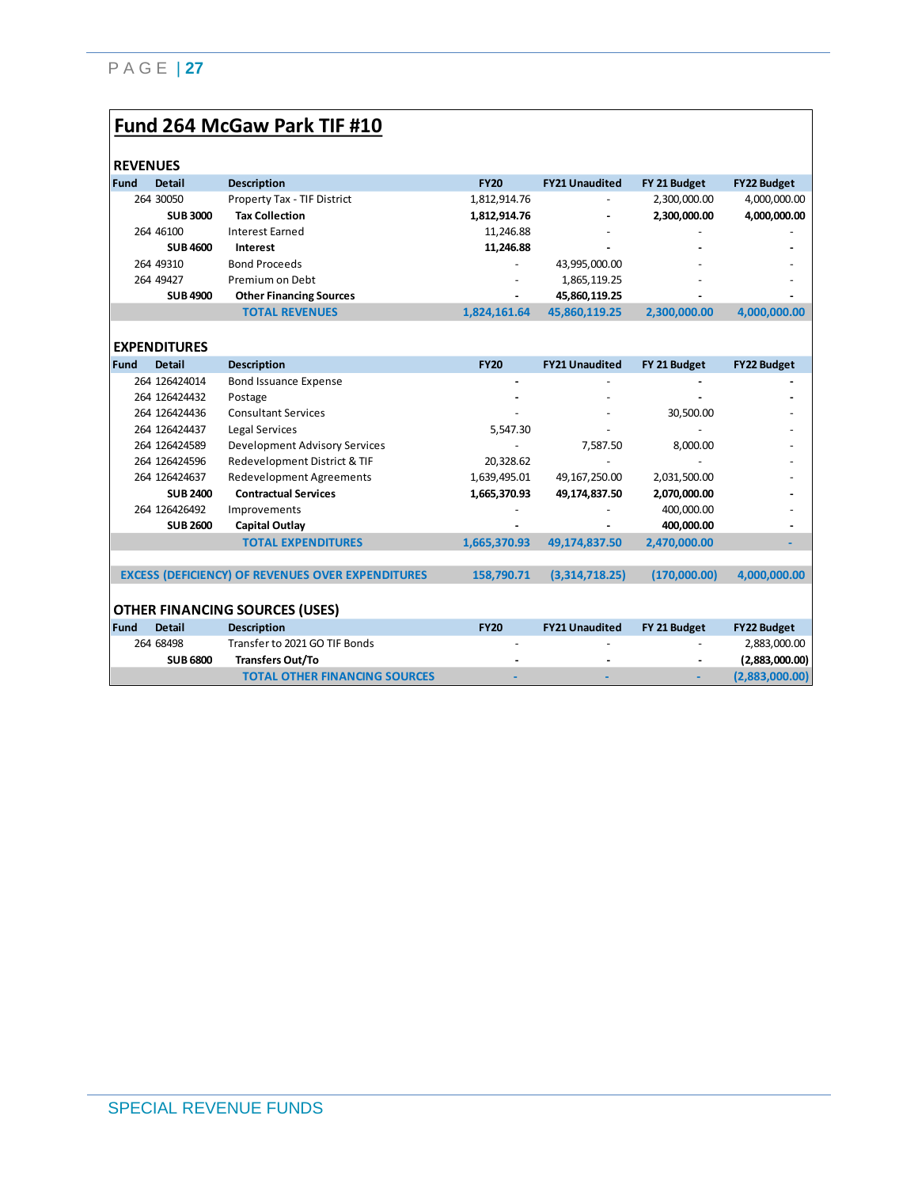# Fund 264 McGaw Park TIF #10

## REVENUES

| Fund | Detail | Description | FY20 | FY21 Unaudited | FY 21 Budget | FY22 Budget |
|---|---|---|---|---|---|---|
| 264 | 30050 | Property Tax - TIF District | 1,812,914.76 | - | 2,300,000.00 | 4,000,000.00 |
| | **SUB 3000** | **Tax Collection** | **1,812,914.76** | **-** | **2,300,000.00** | **4,000,000.00** |
| 264 | 46100 | Interest Earned | 11,246.88 | - | - | - |
| | **SUB 4600** | **Interest** | **11,246.88** | **-** | **-** | **-** |
| 264 | 49310 | Bond Proceeds | - | 43,995,000.00 | - | - |
| 264 | 49427 | Premium on Debt | - | 1,865,119.25 | - | - |
| | **SUB 4900** | **Other Financing Sources** | **-** | **45,860,119.25** | **-** | **-** |
| | | **TOTAL REVENUES** | **1,824,161.64** | **45,860,119.25** | **2,300,000.00** | **4,000,000.00** |

## EXPENDITURES

| Fund | Detail | Description | FY20 | FY21 Unaudited | FY 21 Budget | FY22 Budget |
|---|---|---|---|---|---|---|
| 264 | 126424014 | Bond Issuance Expense | - | - | - | - |
| 264 | 126424432 | Postage | - | - | - | - |
| 264 | 126424436 | Consultant Services | - | - | 30,500.00 | - |
| 264 | 126424437 | Legal Services | 5,547.30 | - | - | - |
| 264 | 126424589 | Development Advisory Services | - | 7,587.50 | 8,000.00 | - |
| 264 | 126424596 | Redevelopment District & TIF | 20,328.62 | - | - | - |
| 264 | 126424637 | Redevelopment Agreements | 1,639,495.01 | 49,167,250.00 | 2,031,500.00 | - |
| | **SUB 2400** | **Contractual Services** | **1,665,370.93** | **49,174,837.50** | **2,070,000.00** | **-** |
| 264 | 126426492 | Improvements | - | - | 400,000.00 | - |
| | **SUB 2600** | **Capital Outlay** | **-** | **-** | **400,000.00** | **-** |
| | | **TOTAL EXPENDITURES** | **1,665,370.93** | **49,174,837.50** | **2,470,000.00** | **-** |
| | | **EXCESS (DEFICIENCY) OF REVENUES OVER EXPENDITURES** | **158,790.71** | **(3,314,718.25)** | **(170,000.00)** | **4,000,000.00** |

## OTHER FINANCING SOURCES (USES)

| Fund | Detail | Description | FY20 | FY21 Unaudited | FY 21 Budget | FY22 Budget |
|---|---|---|---|---|---|---|
| 264 | 68498 | Transfer to 2021 GO TIF Bonds | - | - | - | 2,883,000.00 |
| | **SUB 6800** | **Transfers Out/To** | **-** | **-** | **-** | **(2,883,000.00)** |
| | | **TOTAL OTHER FINANCING SOURCES** | **-** | **-** | **-** | **(2,883,000.00)** |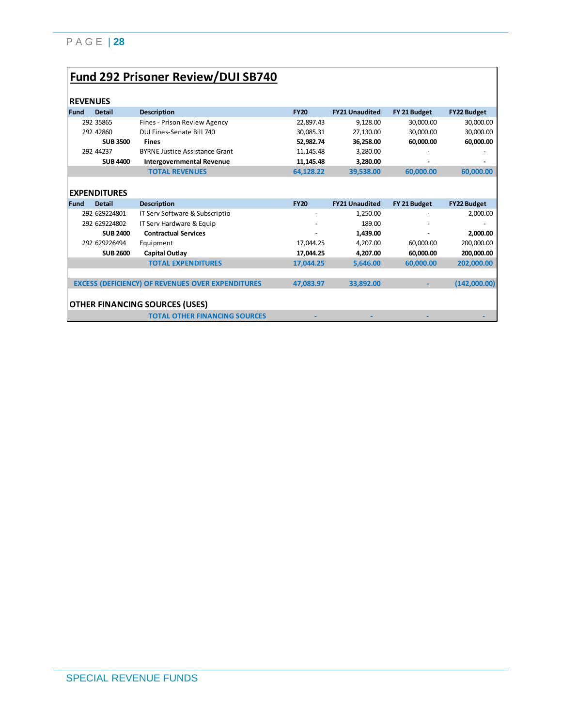# Fund 292 Prisoner Review/DUI SB740

## REVENUES

| Fund | Detail | Description | FY20 | FY21 Unaudited | FY 21 Budget | FY22 Budget |
|---|---|---|---|---|---|---|
| 292 | 35865 | Fines - Prison Review Agency | 22,897.43 | 9,128.00 | 30,000.00 | 30,000.00 |
| 292 | 42860 | DUI Fines-Senate Bill 740 | 30,085.31 | 27,130.00 | 30,000.00 | 30,000.00 |
| | **SUB 3500** | **Fines** | **52,982.74** | **36,258.00** | **60,000.00** | **60,000.00** |
| 292 | 44237 | BYRNE Justice Assistance Grant | 11,145.48 | 3,280.00 | - | - |
| | **SUB 4400** | **Intergovernmental Revenue** | **11,145.48** | **3,280.00** | **-** | **-** |
| | | **TOTAL REVENUES** | **64,128.22** | **39,538.00** | **60,000.00** | **60,000.00** |

## EXPENDITURES

| Fund | Detail | Description | FY20 | FY21 Unaudited | FY 21 Budget | FY22 Budget |
|---|---|---|---|---|---|---|
| 292 | 629224801 | IT Serv Software & Subscriptio | - | 1,250.00 | - | 2,000.00 |
| 292 | 629224802 | IT Serv Hardware & Equip | - | 189.00 | - | - |
| | **SUB 2400** | **Contractual Services** | **-** | **1,439.00** | **-** | **2,000.00** |
| 292 | 629226494 | Equipment | 17,044.25 | 4,207.00 | 60,000.00 | 200,000.00 |
| | **SUB 2600** | **Capital Outlay** | **17,044.25** | **4,207.00** | **60,000.00** | **200,000.00** |
| | | **TOTAL EXPENDITURES** | **17,044.25** | **5,646.00** | **60,000.00** | **202,000.00** |
| | | **EXCESS (DEFICIENCY) OF REVENUES OVER EXPENDITURES** | **47,083.97** | **33,892.00** | **-** | **(142,000.00)** |

## OTHER FINANCING SOURCES (USES)

| | FY20 | FY21 Unaudited | FY 21 Budget | FY22 Budget |
|---|---|---|---|---|
| **TOTAL OTHER FINANCING SOURCES** | - | - | - | - |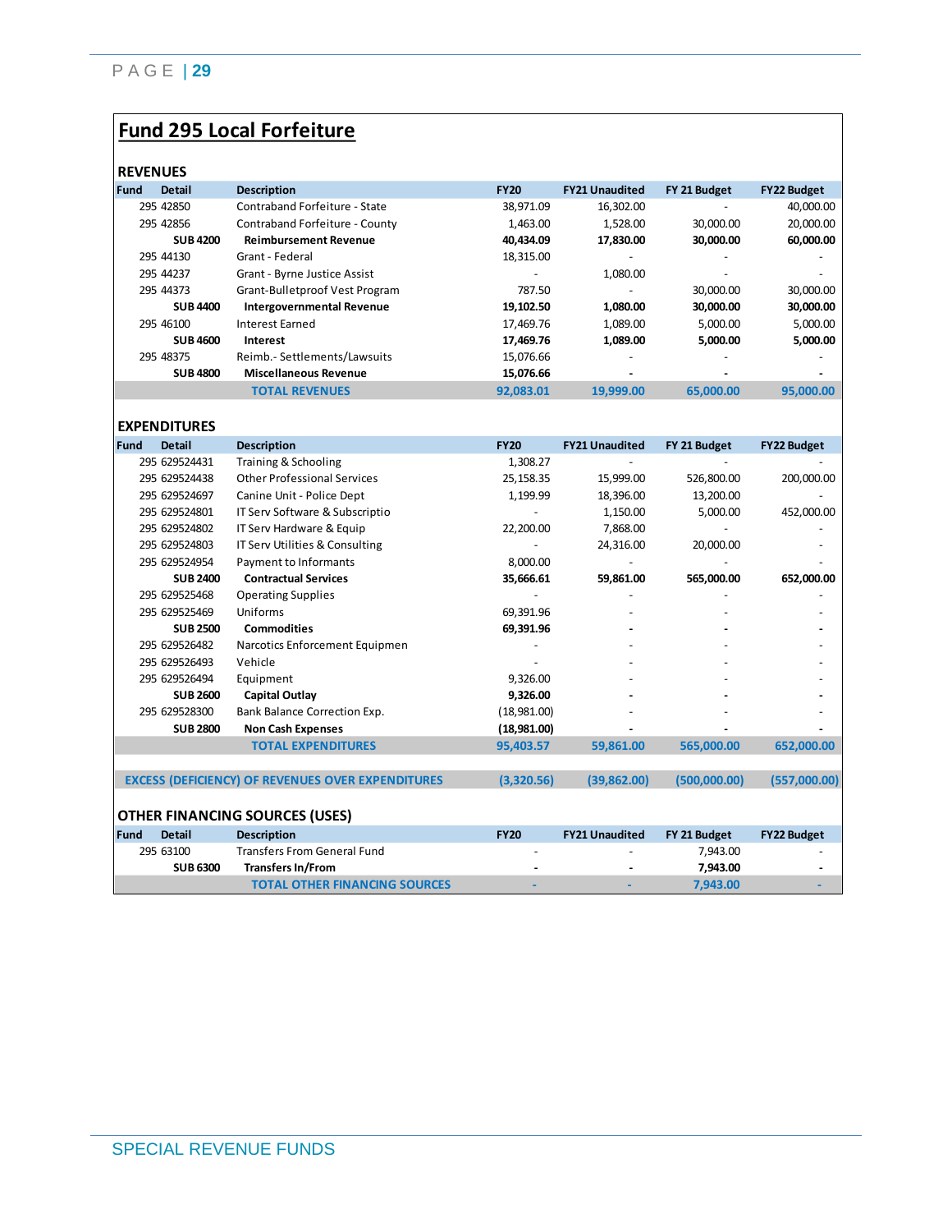## Fund 295 Local Forfeiture

### REVENUES

| Fund | Detail | Description | FY20 | FY21 Unaudited | FY 21 Budget | FY22 Budget |
|---|---|---|---|---|---|---|
| 295 | 42850 | Contraband Forfeiture - State | 38,971.09 | 16,302.00 | - | 40,000.00 |
| 295 | 42856 | Contraband Forfeiture - County | 1,463.00 | 1,528.00 | 30,000.00 | 20,000.00 |
| | **SUB 4200** | **Reimbursement Revenue** | **40,434.09** | **17,830.00** | **30,000.00** | **60,000.00** |
| 295 | 44130 | Grant - Federal | 18,315.00 | - | - | - |
| 295 | 44237 | Grant - Byrne Justice Assist | - | 1,080.00 | - | - |
| 295 | 44373 | Grant-Bulletproof Vest Program | 787.50 | - | 30,000.00 | 30,000.00 |
| | **SUB 4400** | **Intergovernmental Revenue** | **19,102.50** | **1,080.00** | **30,000.00** | **30,000.00** |
| 295 | 46100 | Interest Earned | 17,469.76 | 1,089.00 | 5,000.00 | 5,000.00 |
| | **SUB 4600** | **Interest** | **17,469.76** | **1,089.00** | **5,000.00** | **5,000.00** |
| 295 | 48375 | Reimb.- Settlements/Lawsuits | 15,076.66 | - | - | - |
| | **SUB 4800** | **Miscellaneous Revenue** | **15,076.66** | **-** | **-** | **-** |
| | | **TOTAL REVENUES** | **92,083.01** | **19,999.00** | **65,000.00** | **95,000.00** |

### EXPENDITURES

| Fund | Detail | Description | FY20 | FY21 Unaudited | FY 21 Budget | FY22 Budget |
|---|---|---|---|---|---|---|
| 295 | 629524431 | Training & Schooling | 1,308.27 | - | - | - |
| 295 | 629524438 | Other Professional Services | 25,158.35 | 15,999.00 | 526,800.00 | 200,000.00 |
| 295 | 629524697 | Canine Unit - Police Dept | 1,199.99 | 18,396.00 | 13,200.00 | - |
| 295 | 629524801 | IT Serv Software & Subscriptio | - | 1,150.00 | 5,000.00 | 452,000.00 |
| 295 | 629524802 | IT Serv Hardware & Equip | 22,200.00 | 7,868.00 | - | - |
| 295 | 629524803 | IT Serv Utilities & Consulting | - | 24,316.00 | 20,000.00 | - |
| 295 | 629524954 | Payment to Informants | 8,000.00 | - | - | - |
| | **SUB 2400** | **Contractual Services** | **35,666.61** | **59,861.00** | **565,000.00** | **652,000.00** |
| 295 | 629525468 | Operating Supplies | - | - | - | - |
| 295 | 629525469 | Uniforms | 69,391.96 | - | - | - |
| | **SUB 2500** | **Commodities** | **69,391.96** | **-** | **-** | **-** |
| 295 | 629526482 | Narcotics Enforcement Equipmen | - | - | - | - |
| 295 | 629526493 | Vehicle | - | - | - | - |
| 295 | 629526494 | Equipment | 9,326.00 | - | - | - |
| | **SUB 2600** | **Capital Outlay** | **9,326.00** | **-** | **-** | **-** |
| 295 | 629528300 | Bank Balance Correction Exp. | (18,981.00) | - | - | - |
| | **SUB 2800** | **Non Cash Expenses** | **(18,981.00)** | **-** | **-** | **-** |
| | | **TOTAL EXPENDITURES** | **95,403.57** | **59,861.00** | **565,000.00** | **652,000.00** |
| | | | | | | |
| | | **EXCESS (DEFICIENCY) OF REVENUES OVER EXPENDITURES** | **(3,320.56)** | **(39,862.00)** | **(500,000.00)** | **(557,000.00)** |

### OTHER FINANCING SOURCES (USES)

| Fund | Detail | Description | FY20 | FY21 Unaudited | FY 21 Budget | FY22 Budget |
|---|---|---|---|---|---|---|
| 295 | 63100 | Transfers From General Fund | - | - | 7,943.00 | - |
| | **SUB 6300** | **Transfers In/From** | **-** | **-** | **7,943.00** | **-** |
| | | **TOTAL OTHER FINANCING SOURCES** | **-** | **-** | **7,943.00** | **-** |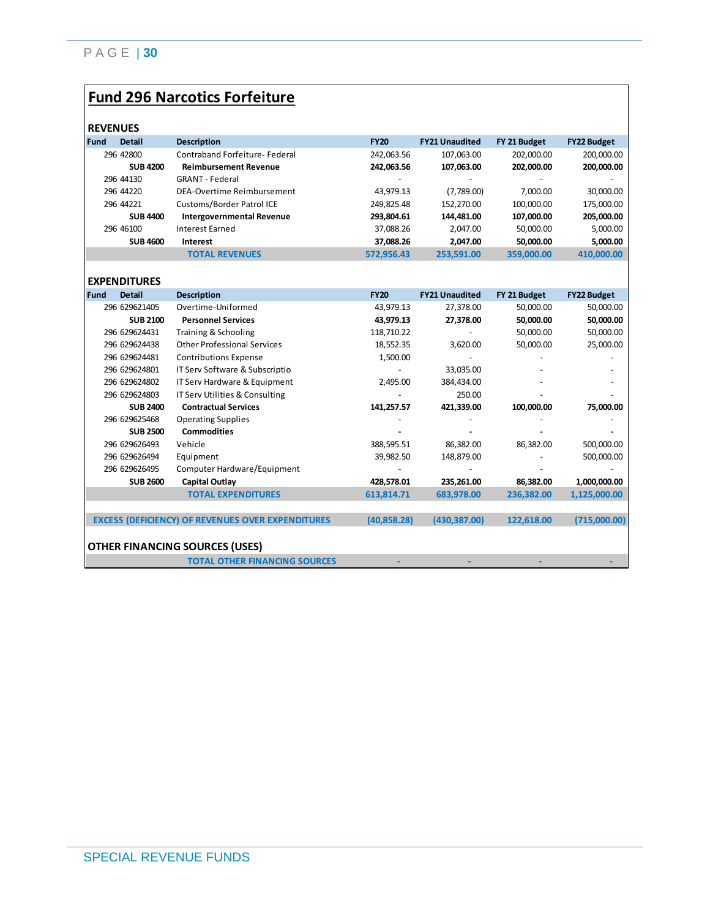# Fund 296 Narcotics Forfeiture

## REVENUES

| Fund | Detail | Description | FY20 | FY21 Unaudited | FY 21 Budget | FY22 Budget |
|---|---|---|---|---|---|---|
| 296 | 42800 | Contraband Forfeiture- Federal | 242,063.56 | 107,063.00 | 202,000.00 | 200,000.00 |
| | **SUB 4200** | **Reimbursement Revenue** | **242,063.56** | **107,063.00** | **202,000.00** | **200,000.00** |
| 296 | 44130 | GRANT - Federal | - | - | - | - |
| 296 | 44220 | DEA-Overtime Reimbursement | 43,979.13 | (7,789.00) | 7,000.00 | 30,000.00 |
| 296 | 44221 | Customs/Border Patrol ICE | 249,825.48 | 152,270.00 | 100,000.00 | 175,000.00 |
| | **SUB 4400** | **Intergovernmental Revenue** | **293,804.61** | **144,481.00** | **107,000.00** | **205,000.00** |
| 296 | 46100 | Interest Earned | 37,088.26 | 2,047.00 | 50,000.00 | 5,000.00 |
| | **SUB 4600** | **Interest** | **37,088.26** | **2,047.00** | **50,000.00** | **5,000.00** |
| | | **TOTAL REVENUES** | **572,956.43** | **253,591.00** | **359,000.00** | **410,000.00** |

## EXPENDITURES

| Fund | Detail | Description | FY20 | FY21 Unaudited | FY 21 Budget | FY22 Budget |
|---|---|---|---|---|---|---|
| 296 | 629621405 | Overtime-Uniformed | 43,979.13 | 27,378.00 | 50,000.00 | 50,000.00 |
| | **SUB 2100** | **Personnel Services** | **43,979.13** | **27,378.00** | **50,000.00** | **50,000.00** |
| 296 | 629624431 | Training & Schooling | 118,710.22 | - | 50,000.00 | 50,000.00 |
| 296 | 629624438 | Other Professional Services | 18,552.35 | 3,620.00 | 50,000.00 | 25,000.00 |
| 296 | 629624481 | Contributions Expense | 1,500.00 | - | - | - |
| 296 | 629624801 | IT Serv Software & Subscriptio | - | 33,035.00 | - | - |
| 296 | 629624802 | IT Serv Hardware & Equipment | 2,495.00 | 384,434.00 | - | - |
| 296 | 629624803 | IT Serv Utilities & Consulting | - | 250.00 | - | - |
| | **SUB 2400** | **Contractual Services** | **141,257.57** | **421,339.00** | **100,000.00** | **75,000.00** |
| 296 | 629625468 | Operating Supplies | - | - | - | - |
| | **SUB 2500** | **Commodities** | **-** | **-** | **-** | **-** |
| 296 | 629626493 | Vehicle | 388,595.51 | 86,382.00 | 86,382.00 | 500,000.00 |
| 296 | 629626494 | Equipment | 39,982.50 | 148,879.00 | - | 500,000.00 |
| 296 | 629626495 | Computer Hardware/Equipment | - | - | - | - |
| | **SUB 2600** | **Capital Outlay** | **428,578.01** | **235,261.00** | **86,382.00** | **1,000,000.00** |
| | | **TOTAL EXPENDITURES** | **613,814.71** | **683,978.00** | **236,382.00** | **1,125,000.00** |
| | | **EXCESS (DEFICIENCY) OF REVENUES OVER EXPENDITURES** | **(40,858.28)** | **(430,387.00)** | **122,618.00** | **(715,000.00)** |

## OTHER FINANCING SOURCES (USES)

| | FY20 | FY21 Unaudited | FY 21 Budget | FY22 Budget |
|---|---|---|---|---|
| **TOTAL OTHER FINANCING SOURCES** | - | - | - | - |